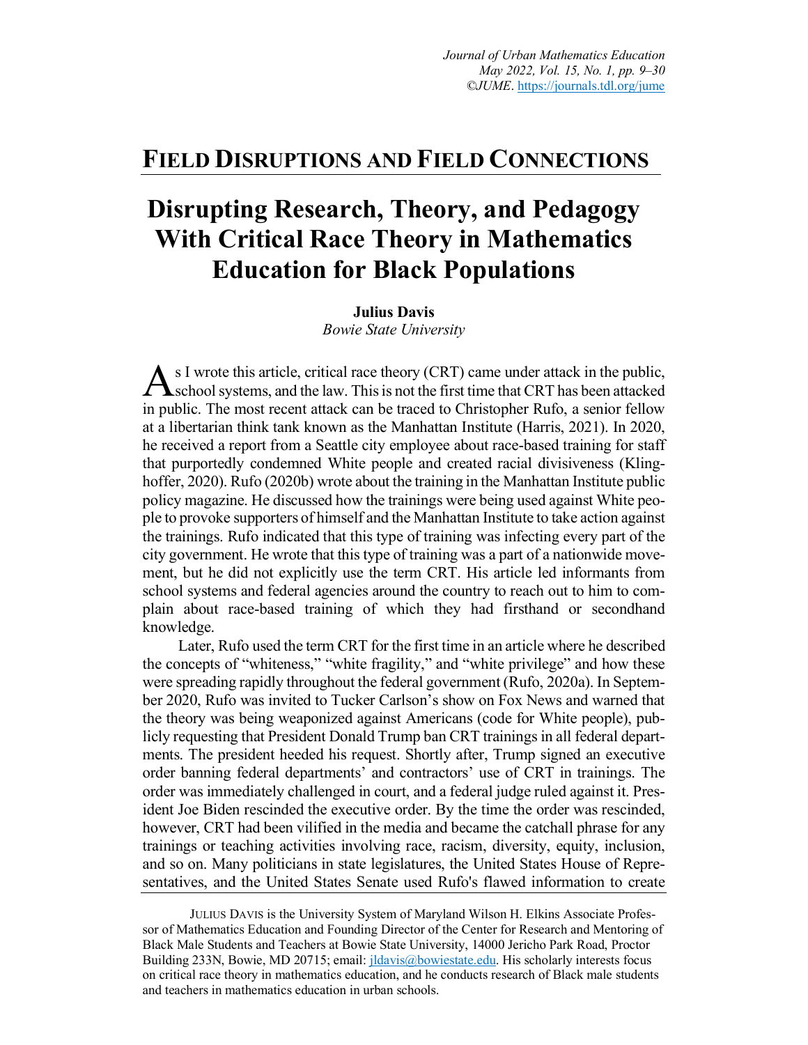## FIELD DISRUPTIONS AND FIELD CONNECTIONS

# Disrupting Research, Theory, and Pedagogy With Critical Race Theory in Mathematics Education for Black Populations

**Julius Davis**
*Bowie State University*

As I wrote this article, critical race theory (CRT) came under attack in the public, school systems, and the law. This is not the first time that CRT has been attacked in public. The most recent attack can be traced to Christopher Rufo, a senior fellow at a libertarian think tank known as the Manhattan Institute (Harris, 2021). In 2020, he received a report from a Seattle city employee about race-based training for staff that purportedly condemned White people and created racial divisiveness (Klinghoffer, 2020). Rufo (2020b) wrote about the training in the Manhattan Institute public policy magazine. He discussed how the trainings were being used against White people to provoke supporters of himself and the Manhattan Institute to take action against the trainings. Rufo indicated that this type of training was infecting every part of the city government. He wrote that this type of training was a part of a nationwide movement, but he did not explicitly use the term CRT. His article led informants from school systems and federal agencies around the country to reach out to him to complain about race-based training of which they had firsthand or secondhand knowledge.

Later, Rufo used the term CRT for the first time in an article where he described the concepts of "whiteness," "white fragility," and "white privilege" and how these were spreading rapidly throughout the federal government (Rufo, 2020a). In September 2020, Rufo was invited to Tucker Carlson's show on Fox News and warned that the theory was being weaponized against Americans (code for White people), publicly requesting that President Donald Trump ban CRT trainings in all federal departments. The president heeded his request. Shortly after, Trump signed an executive order banning federal departments' and contractors' use of CRT in trainings. The order was immediately challenged in court, and a federal judge ruled against it. President Joe Biden rescinded the executive order. By the time the order was rescinded, however, CRT had been vilified in the media and became the catchall phrase for any trainings or teaching activities involving race, racism, diversity, equity, inclusion, and so on. Many politicians in state legislatures, the United States House of Representatives, and the United States Senate used Rufo's flawed information to create

---

JULIUS DAVIS is the University System of Maryland Wilson H. Elkins Associate Professor of Mathematics Education and Founding Director of the Center for Research and Mentoring of Black Male Students and Teachers at Bowie State University, 14000 Jericho Park Road, Proctor Building 233N, Bowie, MD 20715; email: jldavis@bowiestate.edu. His scholarly interests focus on critical race theory in mathematics education, and he conducts research of Black male students and teachers in mathematics education in urban schools.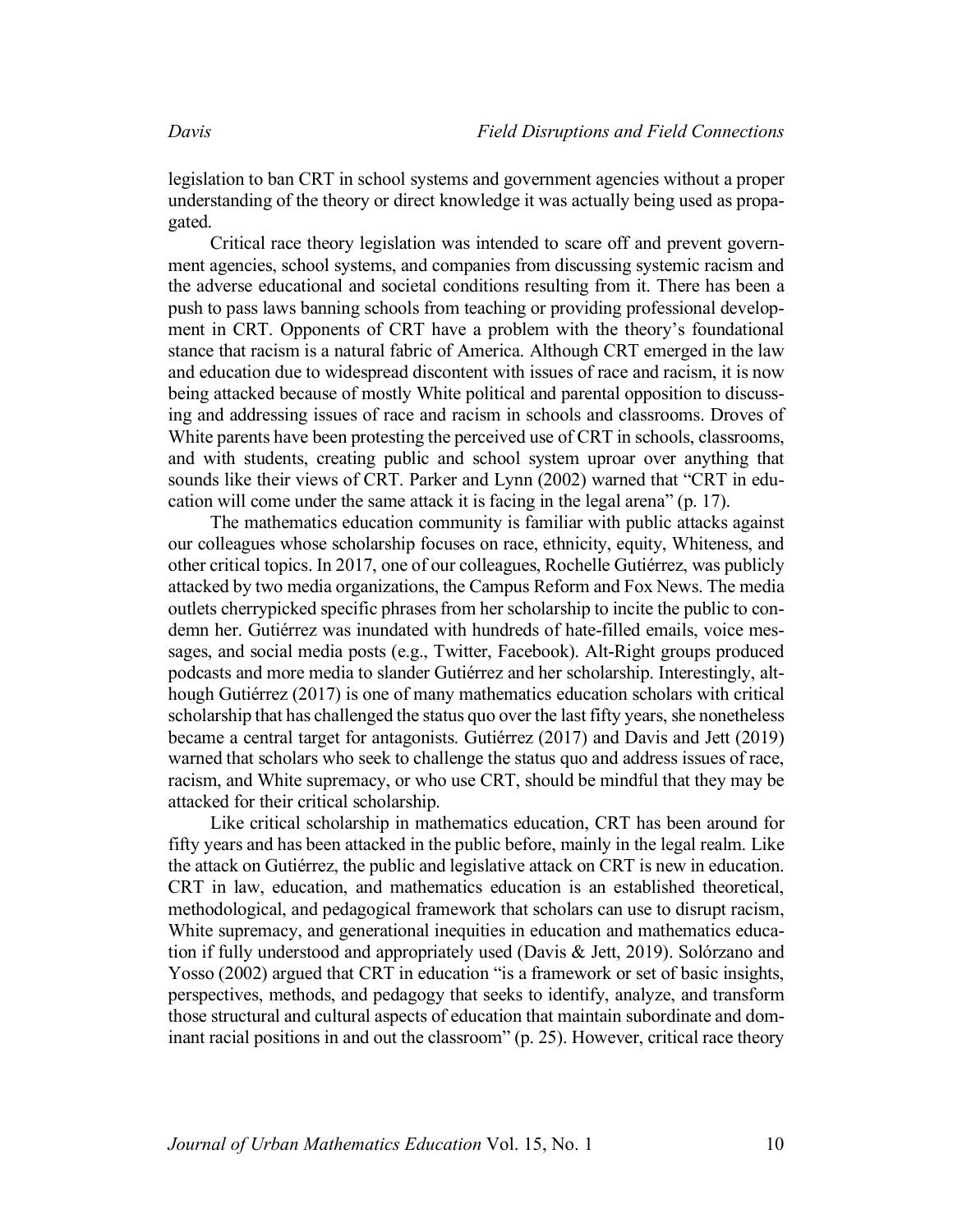legislation to ban CRT in school systems and government agencies without a proper understanding of the theory or direct knowledge it was actually being used as propagated.

Critical race theory legislation was intended to scare off and prevent government agencies, school systems, and companies from discussing systemic racism and the adverse educational and societal conditions resulting from it. There has been a push to pass laws banning schools from teaching or providing professional development in CRT. Opponents of CRT have a problem with the theory's foundational stance that racism is a natural fabric of America. Although CRT emerged in the law and education due to widespread discontent with issues of race and racism, it is now being attacked because of mostly White political and parental opposition to discussing and addressing issues of race and racism in schools and classrooms. Droves of White parents have been protesting the perceived use of CRT in schools, classrooms, and with students, creating public and school system uproar over anything that sounds like their views of CRT. Parker and Lynn (2002) warned that "CRT in education will come under the same attack it is facing in the legal arena" (p. 17).

The mathematics education community is familiar with public attacks against our colleagues whose scholarship focuses on race, ethnicity, equity, Whiteness, and other critical topics. In 2017, one of our colleagues, Rochelle Gutiérrez, was publicly attacked by two media organizations, the Campus Reform and Fox News. The media outlets cherrypicked specific phrases from her scholarship to incite the public to condemn her. Gutiérrez was inundated with hundreds of hate-filled emails, voice messages, and social media posts (e.g., Twitter, Facebook). Alt-Right groups produced podcasts and more media to slander Gutiérrez and her scholarship. Interestingly, although Gutiérrez (2017) is one of many mathematics education scholars with critical scholarship that has challenged the status quo over the last fifty years, she nonetheless became a central target for antagonists. Gutiérrez (2017) and Davis and Jett (2019) warned that scholars who seek to challenge the status quo and address issues of race, racism, and White supremacy, or who use CRT, should be mindful that they may be attacked for their critical scholarship.

Like critical scholarship in mathematics education, CRT has been around for fifty years and has been attacked in the public before, mainly in the legal realm. Like the attack on Gutiérrez, the public and legislative attack on CRT is new in education. CRT in law, education, and mathematics education is an established theoretical, methodological, and pedagogical framework that scholars can use to disrupt racism, White supremacy, and generational inequities in education and mathematics education if fully understood and appropriately used (Davis & Jett, 2019). Solórzano and Yosso (2002) argued that CRT in education "is a framework or set of basic insights, perspectives, methods, and pedagogy that seeks to identify, analyze, and transform those structural and cultural aspects of education that maintain subordinate and dominant racial positions in and out the classroom" (p. 25). However, critical race theory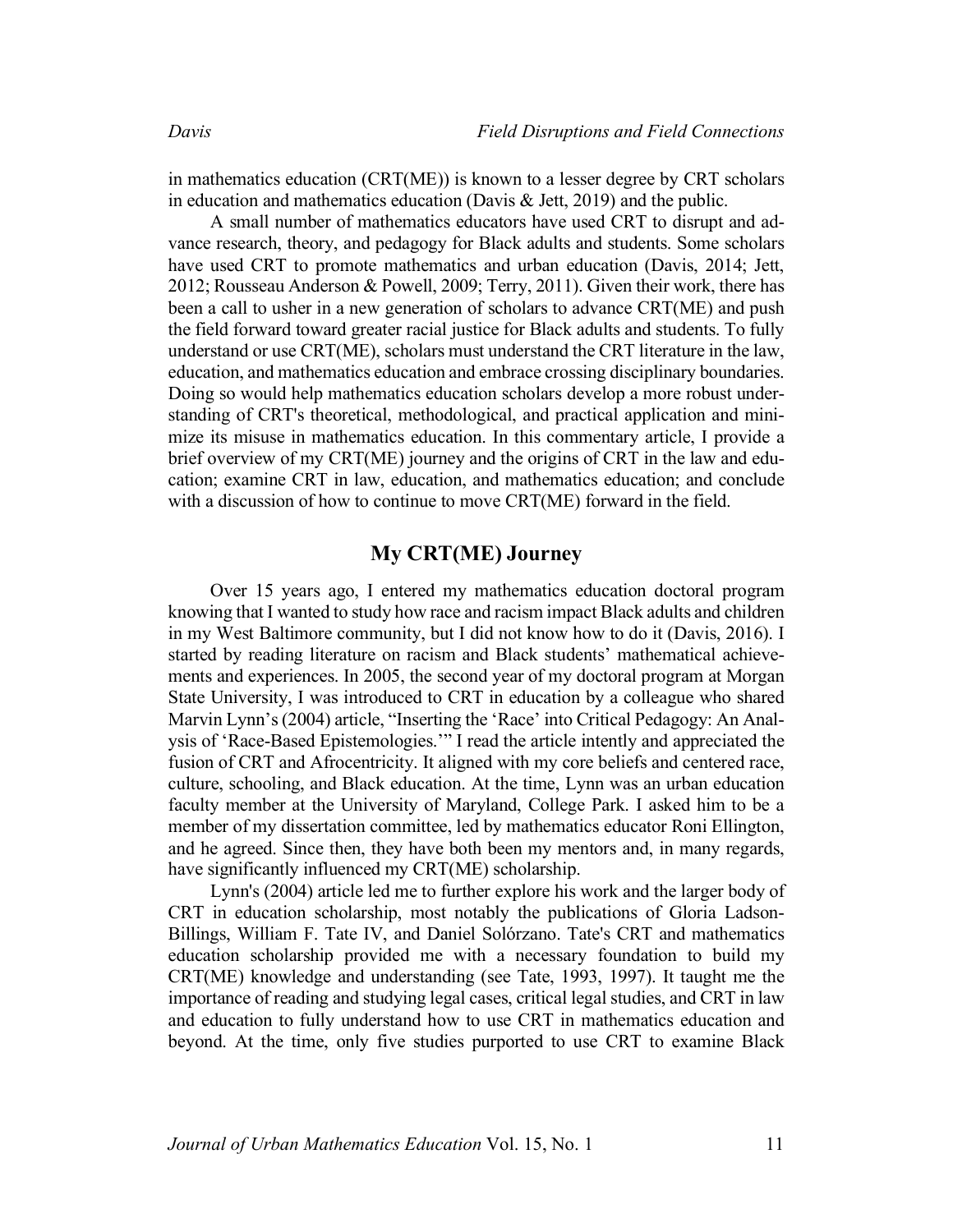in mathematics education (CRT(ME)) is known to a lesser degree by CRT scholars in education and mathematics education (Davis & Jett, 2019) and the public.

A small number of mathematics educators have used CRT to disrupt and advance research, theory, and pedagogy for Black adults and students. Some scholars have used CRT to promote mathematics and urban education (Davis, 2014; Jett, 2012; Rousseau Anderson & Powell, 2009; Terry, 2011). Given their work, there has been a call to usher in a new generation of scholars to advance CRT(ME) and push the field forward toward greater racial justice for Black adults and students. To fully understand or use CRT(ME), scholars must understand the CRT literature in the law, education, and mathematics education and embrace crossing disciplinary boundaries. Doing so would help mathematics education scholars develop a more robust understanding of CRT's theoretical, methodological, and practical application and minimize its misuse in mathematics education. In this commentary article, I provide a brief overview of my CRT(ME) journey and the origins of CRT in the law and education; examine CRT in law, education, and mathematics education; and conclude with a discussion of how to continue to move CRT(ME) forward in the field.

## My CRT(ME) Journey

Over 15 years ago, I entered my mathematics education doctoral program knowing that I wanted to study how race and racism impact Black adults and children in my West Baltimore community, but I did not know how to do it (Davis, 2016). I started by reading literature on racism and Black students' mathematical achievements and experiences. In 2005, the second year of my doctoral program at Morgan State University, I was introduced to CRT in education by a colleague who shared Marvin Lynn's (2004) article, "Inserting the 'Race' into Critical Pedagogy: An Analysis of 'Race-Based Epistemologies.'" I read the article intently and appreciated the fusion of CRT and Afrocentricity. It aligned with my core beliefs and centered race, culture, schooling, and Black education. At the time, Lynn was an urban education faculty member at the University of Maryland, College Park. I asked him to be a member of my dissertation committee, led by mathematics educator Roni Ellington, and he agreed. Since then, they have both been my mentors and, in many regards, have significantly influenced my CRT(ME) scholarship.

Lynn's (2004) article led me to further explore his work and the larger body of CRT in education scholarship, most notably the publications of Gloria Ladson-Billings, William F. Tate IV, and Daniel Solórzano. Tate's CRT and mathematics education scholarship provided me with a necessary foundation to build my CRT(ME) knowledge and understanding (see Tate, 1993, 1997). It taught me the importance of reading and studying legal cases, critical legal studies, and CRT in law and education to fully understand how to use CRT in mathematics education and beyond. At the time, only five studies purported to use CRT to examine Black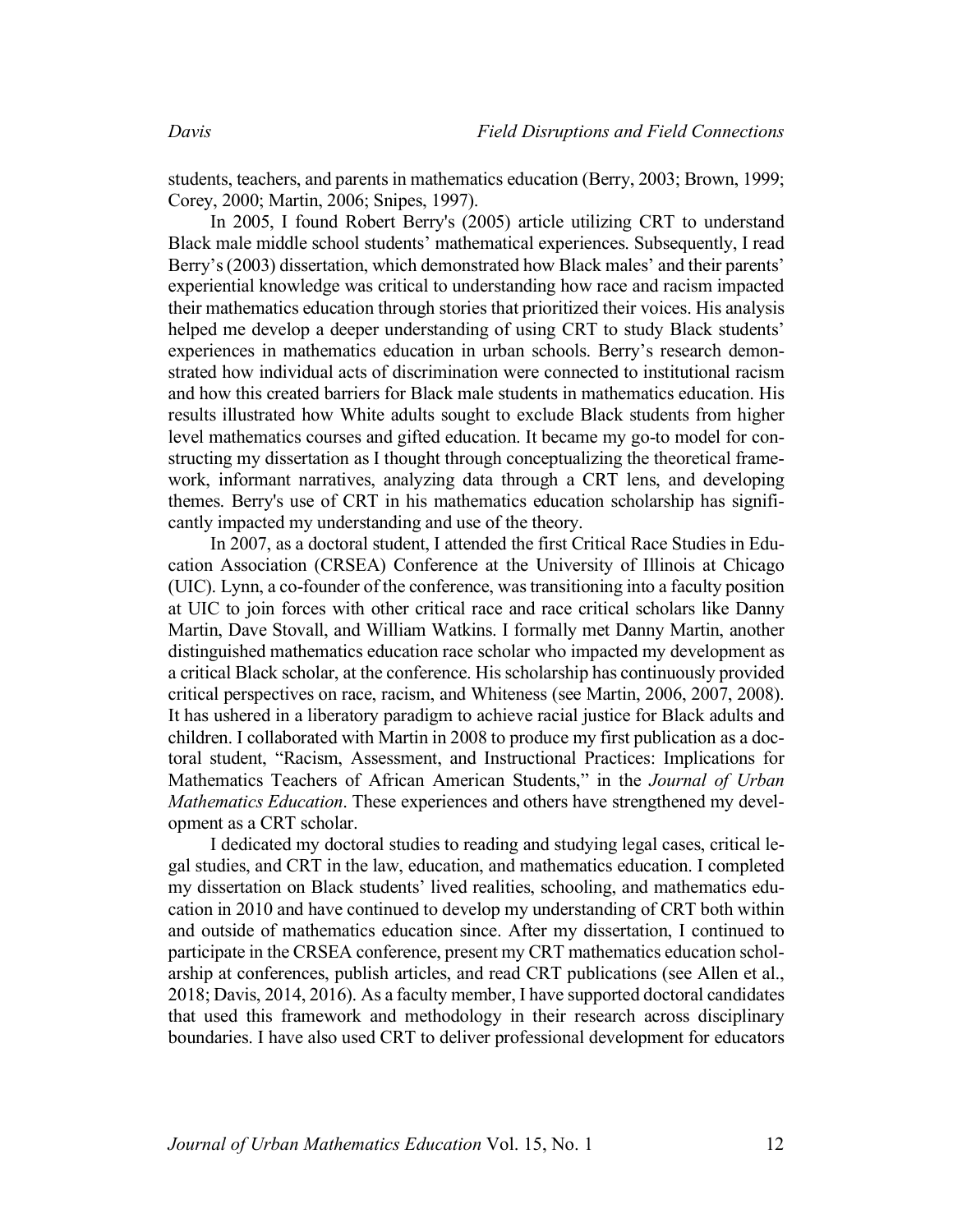students, teachers, and parents in mathematics education (Berry, 2003; Brown, 1999; Corey, 2000; Martin, 2006; Snipes, 1997).

In 2005, I found Robert Berry's (2005) article utilizing CRT to understand Black male middle school students' mathematical experiences. Subsequently, I read Berry's (2003) dissertation, which demonstrated how Black males' and their parents' experiential knowledge was critical to understanding how race and racism impacted their mathematics education through stories that prioritized their voices. His analysis helped me develop a deeper understanding of using CRT to study Black students' experiences in mathematics education in urban schools. Berry's research demonstrated how individual acts of discrimination were connected to institutional racism and how this created barriers for Black male students in mathematics education. His results illustrated how White adults sought to exclude Black students from higher level mathematics courses and gifted education. It became my go-to model for constructing my dissertation as I thought through conceptualizing the theoretical framework, informant narratives, analyzing data through a CRT lens, and developing themes. Berry's use of CRT in his mathematics education scholarship has significantly impacted my understanding and use of the theory.

In 2007, as a doctoral student, I attended the first Critical Race Studies in Education Association (CRSEA) Conference at the University of Illinois at Chicago (UIC). Lynn, a co-founder of the conference, was transitioning into a faculty position at UIC to join forces with other critical race and race critical scholars like Danny Martin, Dave Stovall, and William Watkins. I formally met Danny Martin, another distinguished mathematics education race scholar who impacted my development as a critical Black scholar, at the conference. His scholarship has continuously provided critical perspectives on race, racism, and Whiteness (see Martin, 2006, 2007, 2008). It has ushered in a liberatory paradigm to achieve racial justice for Black adults and children. I collaborated with Martin in 2008 to produce my first publication as a doctoral student, "Racism, Assessment, and Instructional Practices: Implications for Mathematics Teachers of African American Students," in the *Journal of Urban Mathematics Education*. These experiences and others have strengthened my development as a CRT scholar.

I dedicated my doctoral studies to reading and studying legal cases, critical legal studies, and CRT in the law, education, and mathematics education. I completed my dissertation on Black students' lived realities, schooling, and mathematics education in 2010 and have continued to develop my understanding of CRT both within and outside of mathematics education since. After my dissertation, I continued to participate in the CRSEA conference, present my CRT mathematics education scholarship at conferences, publish articles, and read CRT publications (see Allen et al., 2018; Davis, 2014, 2016). As a faculty member, I have supported doctoral candidates that used this framework and methodology in their research across disciplinary boundaries. I have also used CRT to deliver professional development for educators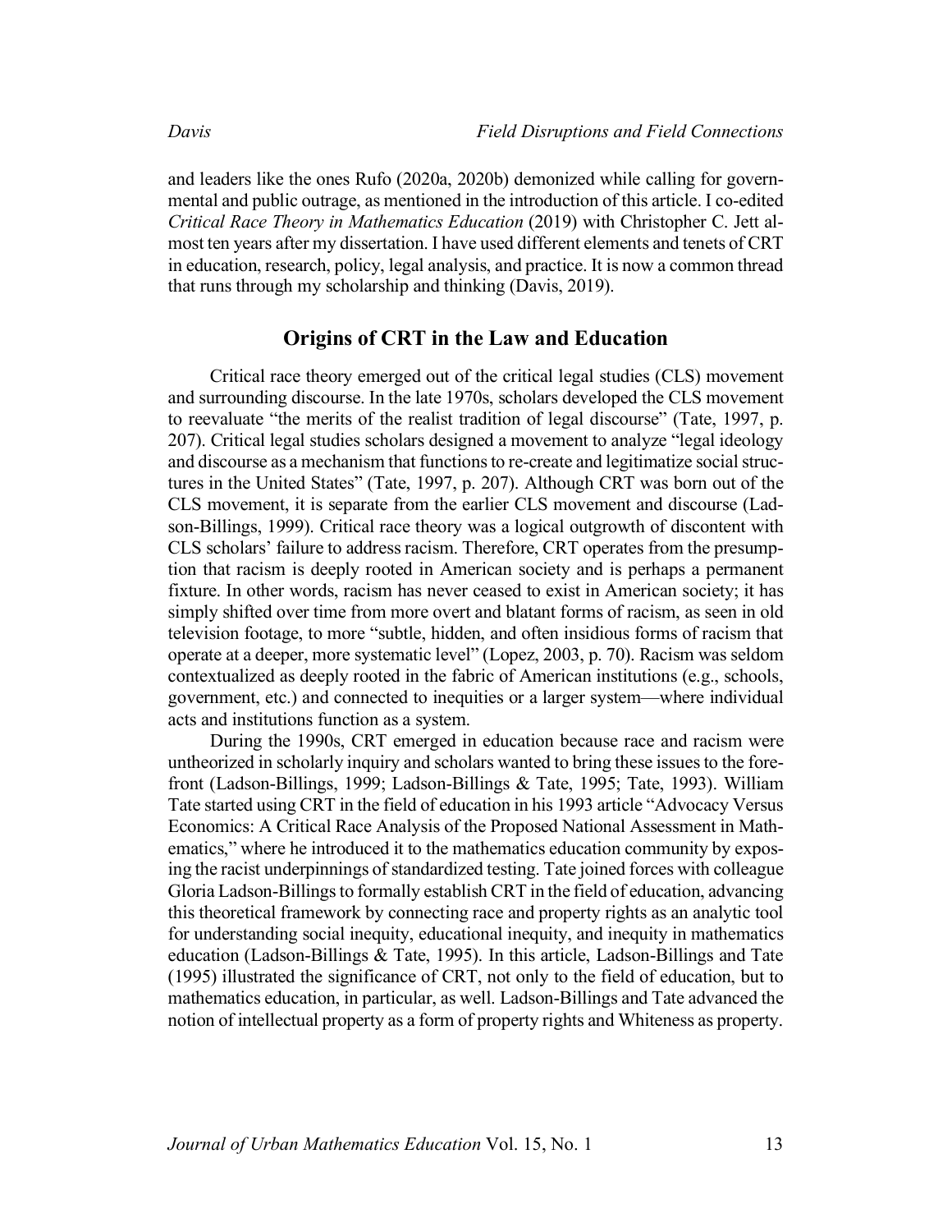and leaders like the ones Rufo (2020a, 2020b) demonized while calling for governmental and public outrage, as mentioned in the introduction of this article. I co-edited *Critical Race Theory in Mathematics Education* (2019) with Christopher C. Jett almost ten years after my dissertation. I have used different elements and tenets of CRT in education, research, policy, legal analysis, and practice. It is now a common thread that runs through my scholarship and thinking (Davis, 2019).

## Origins of CRT in the Law and Education

Critical race theory emerged out of the critical legal studies (CLS) movement and surrounding discourse. In the late 1970s, scholars developed the CLS movement to reevaluate "the merits of the realist tradition of legal discourse" (Tate, 1997, p. 207). Critical legal studies scholars designed a movement to analyze "legal ideology and discourse as a mechanism that functions to re-create and legitimize social structures in the United States" (Tate, 1997, p. 207). Although CRT was born out of the CLS movement, it is separate from the earlier CLS movement and discourse (Ladson-Billings, 1999). Critical race theory was a logical outgrowth of discontent with CLS scholars' failure to address racism. Therefore, CRT operates from the presumption that racism is deeply rooted in American society and is perhaps a permanent fixture. In other words, racism has never ceased to exist in American society; it has simply shifted over time from more overt and blatant forms of racism, as seen in old television footage, to more "subtle, hidden, and often insidious forms of racism that operate at a deeper, more systematic level" (Lopez, 2003, p. 70). Racism was seldom contextualized as deeply rooted in the fabric of American institutions (e.g., schools, government, etc.) and connected to inequities or a larger system—where individual acts and institutions function as a system.

During the 1990s, CRT emerged in education because race and racism were untheorized in scholarly inquiry and scholars wanted to bring these issues to the forefront (Ladson-Billings, 1999; Ladson-Billings & Tate, 1995; Tate, 1993). William Tate started using CRT in the field of education in his 1993 article "Advocacy Versus Economics: A Critical Race Analysis of the Proposed National Assessment in Mathematics," where he introduced it to the mathematics education community by exposing the racist underpinnings of standardized testing. Tate joined forces with colleague Gloria Ladson-Billings to formally establish CRT in the field of education, advancing this theoretical framework by connecting race and property rights as an analytic tool for understanding social inequity, educational inequity, and inequity in mathematics education (Ladson-Billings & Tate, 1995). In this article, Ladson-Billings and Tate (1995) illustrated the significance of CRT, not only to the field of education, but to mathematics education, in particular, as well. Ladson-Billings and Tate advanced the notion of intellectual property as a form of property rights and Whiteness as property.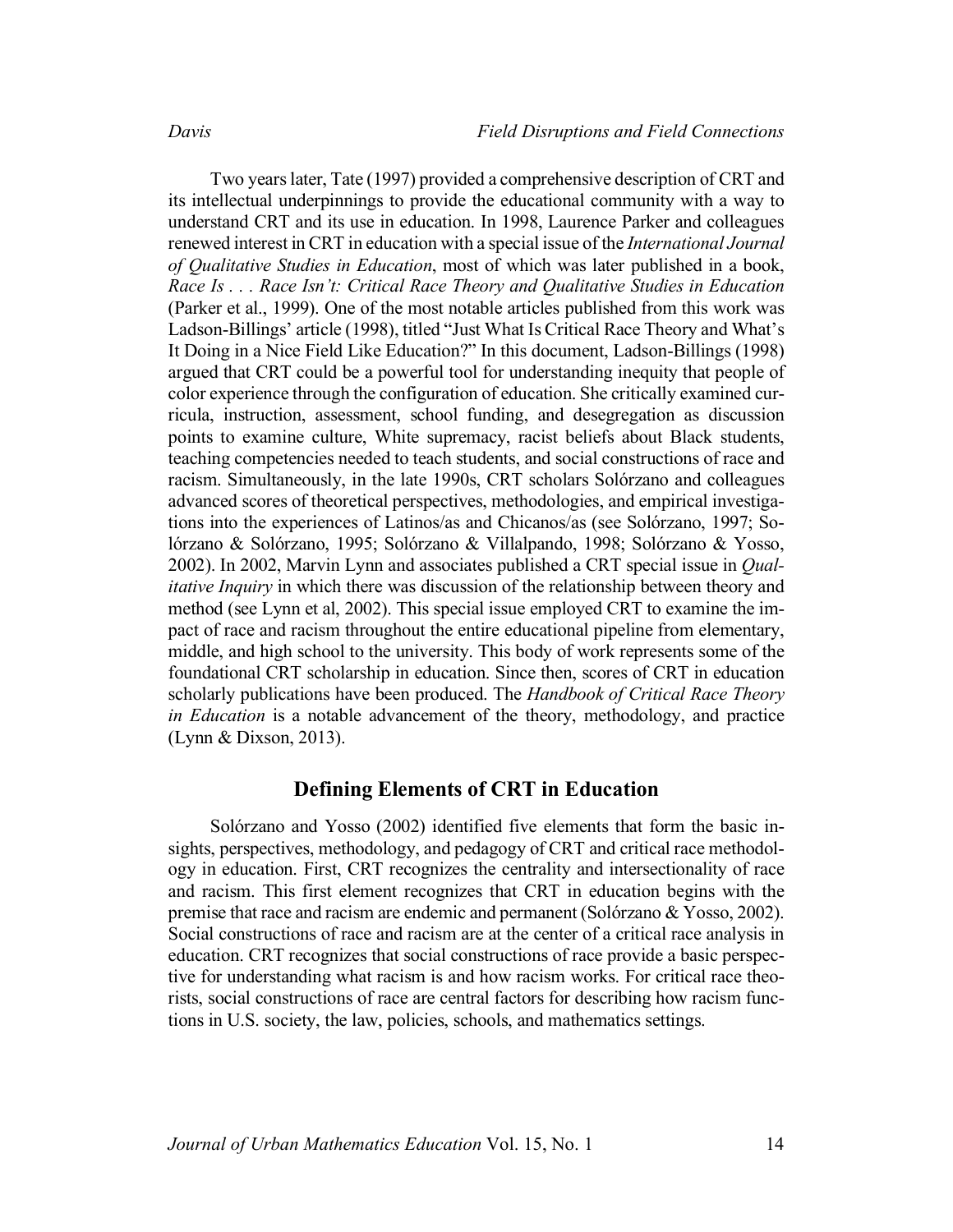Two years later, Tate (1997) provided a comprehensive description of CRT and its intellectual underpinnings to provide the educational community with a way to understand CRT and its use in education. In 1998, Laurence Parker and colleagues renewed interest in CRT in education with a special issue of the *International Journal of Qualitative Studies in Education*, most of which was later published in a book, *Race Is . . . Race Isn't: Critical Race Theory and Qualitative Studies in Education* (Parker et al., 1999). One of the most notable articles published from this work was Ladson-Billings' article (1998), titled "Just What Is Critical Race Theory and What's It Doing in a Nice Field Like Education?" In this document, Ladson-Billings (1998) argued that CRT could be a powerful tool for understanding inequity that people of color experience through the configuration of education. She critically examined curricula, instruction, assessment, school funding, and desegregation as discussion points to examine culture, White supremacy, racist beliefs about Black students, teaching competencies needed to teach students, and social constructions of race and racism. Simultaneously, in the late 1990s, CRT scholars Solórzano and colleagues advanced scores of theoretical perspectives, methodologies, and empirical investigations into the experiences of Latinos/as and Chicanos/as (see Solórzano, 1997; Solórzano & Solórzano, 1995; Solórzano & Villalpando, 1998; Solórzano & Yosso, 2002). In 2002, Marvin Lynn and associates published a CRT special issue in *Qualitative Inquiry* in which there was discussion of the relationship between theory and method (see Lynn et al, 2002). This special issue employed CRT to examine the impact of race and racism throughout the entire educational pipeline from elementary, middle, and high school to the university. This body of work represents some of the foundational CRT scholarship in education. Since then, scores of CRT in education scholarly publications have been produced. The *Handbook of Critical Race Theory in Education* is a notable advancement of the theory, methodology, and practice (Lynn & Dixson, 2013).

## Defining Elements of CRT in Education

Solórzano and Yosso (2002) identified five elements that form the basic insights, perspectives, methodology, and pedagogy of CRT and critical race methodology in education. First, CRT recognizes the centrality and intersectionality of race and racism. This first element recognizes that CRT in education begins with the premise that race and racism are endemic and permanent (Solórzano & Yosso, 2002). Social constructions of race and racism are at the center of a critical race analysis in education. CRT recognizes that social constructions of race provide a basic perspective for understanding what racism is and how racism works. For critical race theorists, social constructions of race are central factors for describing how racism functions in U.S. society, the law, policies, schools, and mathematics settings.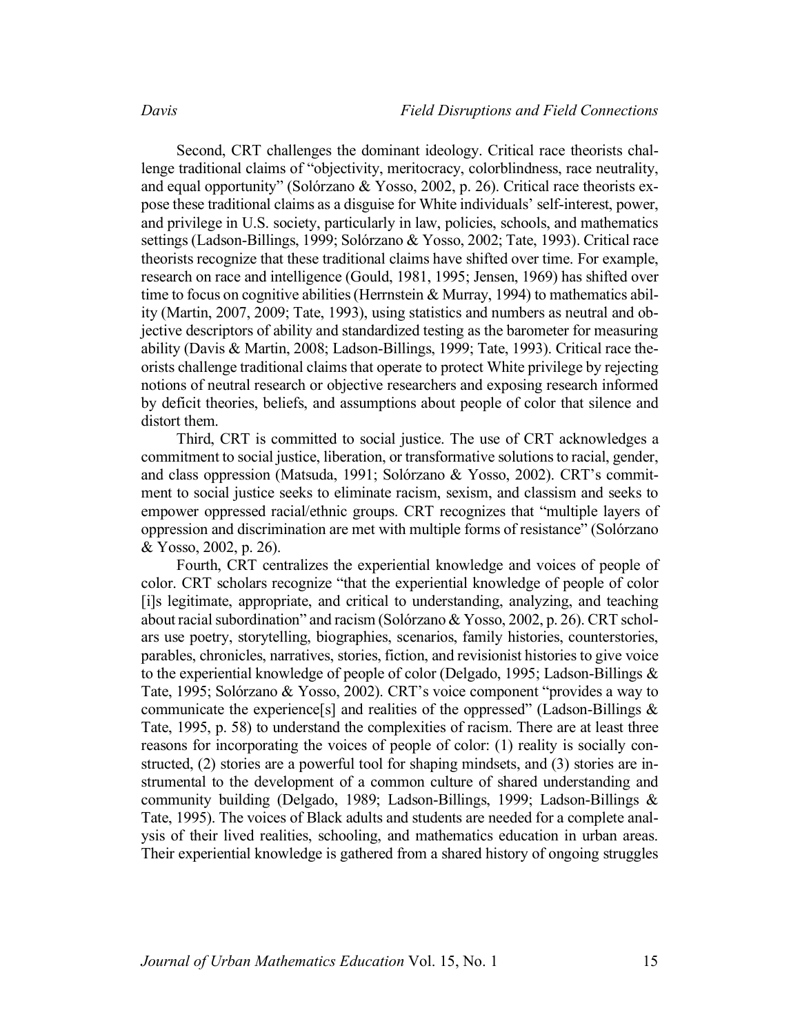Second, CRT challenges the dominant ideology. Critical race theorists challenge traditional claims of "objectivity, meritocracy, colorblindness, race neutrality, and equal opportunity" (Solórzano & Yosso, 2002, p. 26). Critical race theorists expose these traditional claims as a disguise for White individuals' self-interest, power, and privilege in U.S. society, particularly in law, policies, schools, and mathematics settings (Ladson-Billings, 1999; Solórzano & Yosso, 2002; Tate, 1993). Critical race theorists recognize that these traditional claims have shifted over time. For example, research on race and intelligence (Gould, 1981, 1995; Jensen, 1969) has shifted over time to focus on cognitive abilities (Herrnstein & Murray, 1994) to mathematics ability (Martin, 2007, 2009; Tate, 1993), using statistics and numbers as neutral and objective descriptors of ability and standardized testing as the barometer for measuring ability (Davis & Martin, 2008; Ladson-Billings, 1999; Tate, 1993). Critical race theorists challenge traditional claims that operate to protect White privilege by rejecting notions of neutral research or objective researchers and exposing research informed by deficit theories, beliefs, and assumptions about people of color that silence and distort them.

Third, CRT is committed to social justice. The use of CRT acknowledges a commitment to social justice, liberation, or transformative solutions to racial, gender, and class oppression (Matsuda, 1991; Solórzano & Yosso, 2002). CRT's commitment to social justice seeks to eliminate racism, sexism, and classism and seeks to empower oppressed racial/ethnic groups. CRT recognizes that "multiple layers of oppression and discrimination are met with multiple forms of resistance" (Solórzano & Yosso, 2002, p. 26).

Fourth, CRT centralizes the experiential knowledge and voices of people of color. CRT scholars recognize "that the experiential knowledge of people of color [i]s legitimate, appropriate, and critical to understanding, analyzing, and teaching about racial subordination" and racism (Solórzano & Yosso, 2002, p. 26). CRT scholars use poetry, storytelling, biographies, scenarios, family histories, counterstories, parables, chronicles, narratives, stories, fiction, and revisionist histories to give voice to the experiential knowledge of people of color (Delgado, 1995; Ladson-Billings & Tate, 1995; Solórzano & Yosso, 2002). CRT's voice component "provides a way to communicate the experience[s] and realities of the oppressed" (Ladson-Billings & Tate, 1995, p. 58) to understand the complexities of racism. There are at least three reasons for incorporating the voices of people of color: (1) reality is socially constructed, (2) stories are a powerful tool for shaping mindsets, and (3) stories are instrumental to the development of a common culture of shared understanding and community building (Delgado, 1989; Ladson-Billings, 1999; Ladson-Billings & Tate, 1995). The voices of Black adults and students are needed for a complete analysis of their lived realities, schooling, and mathematics education in urban areas. Their experiential knowledge is gathered from a shared history of ongoing struggles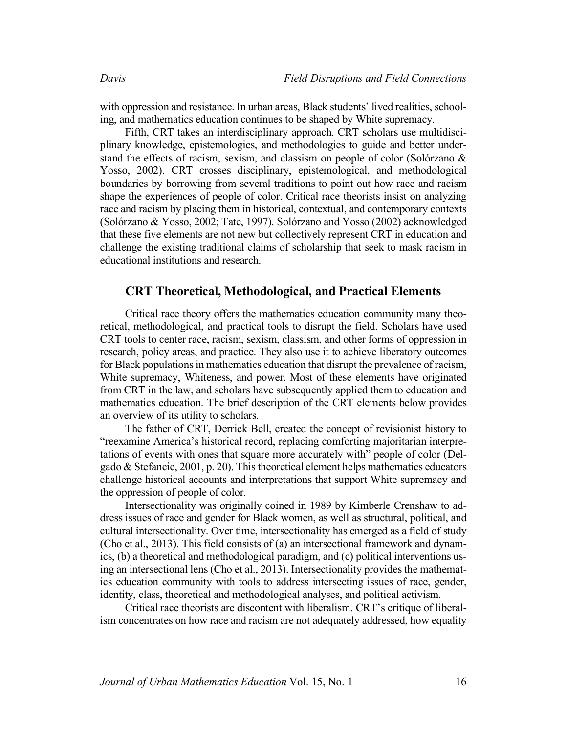with oppression and resistance. In urban areas, Black students' lived realities, schooling, and mathematics education continues to be shaped by White supremacy.

Fifth, CRT takes an interdisciplinary approach. CRT scholars use multidisciplinary knowledge, epistemologies, and methodologies to guide and better understand the effects of racism, sexism, and classism on people of color (Solórzano & Yosso, 2002). CRT crosses disciplinary, epistemological, and methodological boundaries by borrowing from several traditions to point out how race and racism shape the experiences of people of color. Critical race theorists insist on analyzing race and racism by placing them in historical, contextual, and contemporary contexts (Solórzano & Yosso, 2002; Tate, 1997). Solórzano and Yosso (2002) acknowledged that these five elements are not new but collectively represent CRT in education and challenge the existing traditional claims of scholarship that seek to mask racism in educational institutions and research.

## CRT Theoretical, Methodological, and Practical Elements

Critical race theory offers the mathematics education community many theoretical, methodological, and practical tools to disrupt the field. Scholars have used CRT tools to center race, racism, sexism, classism, and other forms of oppression in research, policy areas, and practice. They also use it to achieve liberatory outcomes for Black populations in mathematics education that disrupt the prevalence of racism, White supremacy, Whiteness, and power. Most of these elements have originated from CRT in the law, and scholars have subsequently applied them to education and mathematics education. The brief description of the CRT elements below provides an overview of its utility to scholars.

The father of CRT, Derrick Bell, created the concept of revisionist history to "reexamine America's historical record, replacing comforting majoritarian interpretations of events with ones that square more accurately with" people of color (Delgado & Stefancic, 2001, p. 20). This theoretical element helps mathematics educators challenge historical accounts and interpretations that support White supremacy and the oppression of people of color.

Intersectionality was originally coined in 1989 by Kimberle Crenshaw to address issues of race and gender for Black women, as well as structural, political, and cultural intersectionality. Over time, intersectionality has emerged as a field of study (Cho et al., 2013). This field consists of (a) an intersectional framework and dynamics, (b) a theoretical and methodological paradigm, and (c) political interventions using an intersectional lens (Cho et al., 2013). Intersectionality provides the mathematics education community with tools to address intersecting issues of race, gender, identity, class, theoretical and methodological analyses, and political activism.

Critical race theorists are discontent with liberalism. CRT's critique of liberalism concentrates on how race and racism are not adequately addressed, how equality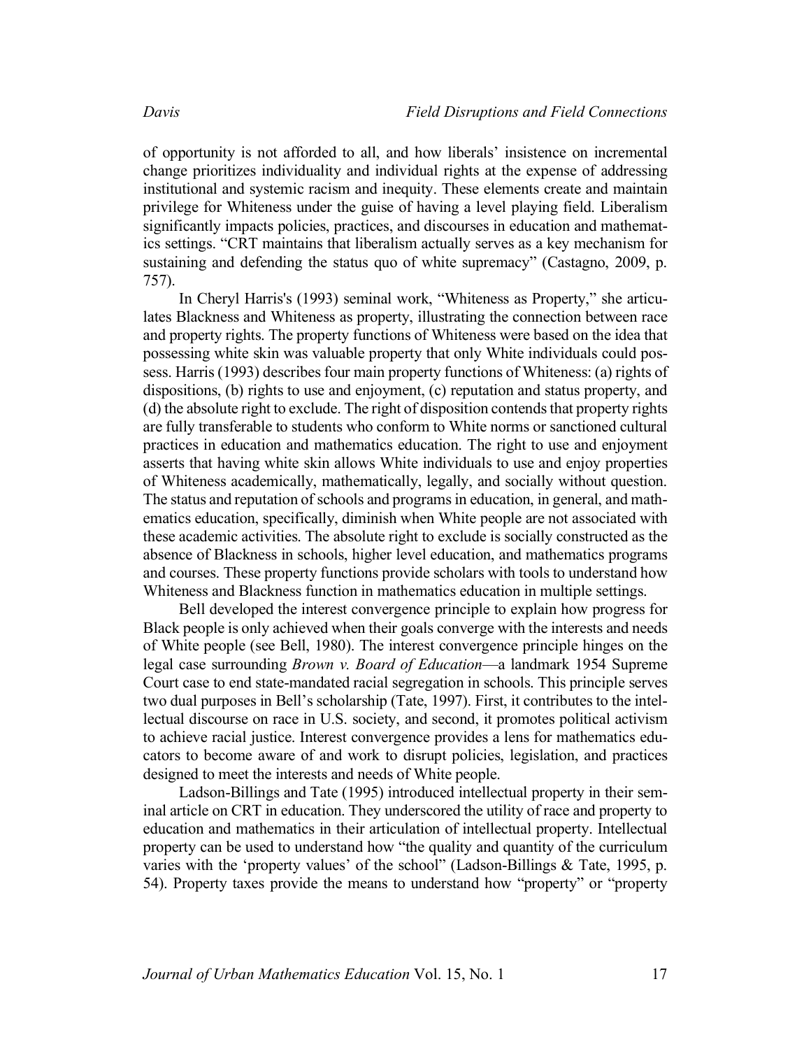of opportunity is not afforded to all, and how liberals' insistence on incremental change prioritizes individuality and individual rights at the expense of addressing institutional and systemic racism and inequity. These elements create and maintain privilege for Whiteness under the guise of having a level playing field. Liberalism significantly impacts policies, practices, and discourses in education and mathematics settings. "CRT maintains that liberalism actually serves as a key mechanism for sustaining and defending the status quo of white supremacy" (Castagno, 2009, p. 757).

In Cheryl Harris's (1993) seminal work, "Whiteness as Property," she articulates Blackness and Whiteness as property, illustrating the connection between race and property rights. The property functions of Whiteness were based on the idea that possessing white skin was valuable property that only White individuals could possess. Harris (1993) describes four main property functions of Whiteness: (a) rights of dispositions, (b) rights to use and enjoyment, (c) reputation and status property, and (d) the absolute right to exclude. The right of disposition contends that property rights are fully transferable to students who conform to White norms or sanctioned cultural practices in education and mathematics education. The right to use and enjoyment asserts that having white skin allows White individuals to use and enjoy properties of Whiteness academically, mathematically, legally, and socially without question. The status and reputation of schools and programs in education, in general, and mathematics education, specifically, diminish when White people are not associated with these academic activities. The absolute right to exclude is socially constructed as the absence of Blackness in schools, higher level education, and mathematics programs and courses. These property functions provide scholars with tools to understand how Whiteness and Blackness function in mathematics education in multiple settings.

Bell developed the interest convergence principle to explain how progress for Black people is only achieved when their goals converge with the interests and needs of White people (see Bell, 1980). The interest convergence principle hinges on the legal case surrounding *Brown v. Board of Education*—a landmark 1954 Supreme Court case to end state-mandated racial segregation in schools. This principle serves two dual purposes in Bell's scholarship (Tate, 1997). First, it contributes to the intellectual discourse on race in U.S. society, and second, it promotes political activism to achieve racial justice. Interest convergence provides a lens for mathematics educators to become aware of and work to disrupt policies, legislation, and practices designed to meet the interests and needs of White people.

Ladson-Billings and Tate (1995) introduced intellectual property in their seminal article on CRT in education. They underscored the utility of race and property to education and mathematics in their articulation of intellectual property. Intellectual property can be used to understand how "the quality and quantity of the curriculum varies with the 'property values' of the school" (Ladson-Billings & Tate, 1995, p. 54). Property taxes provide the means to understand how "property" or "property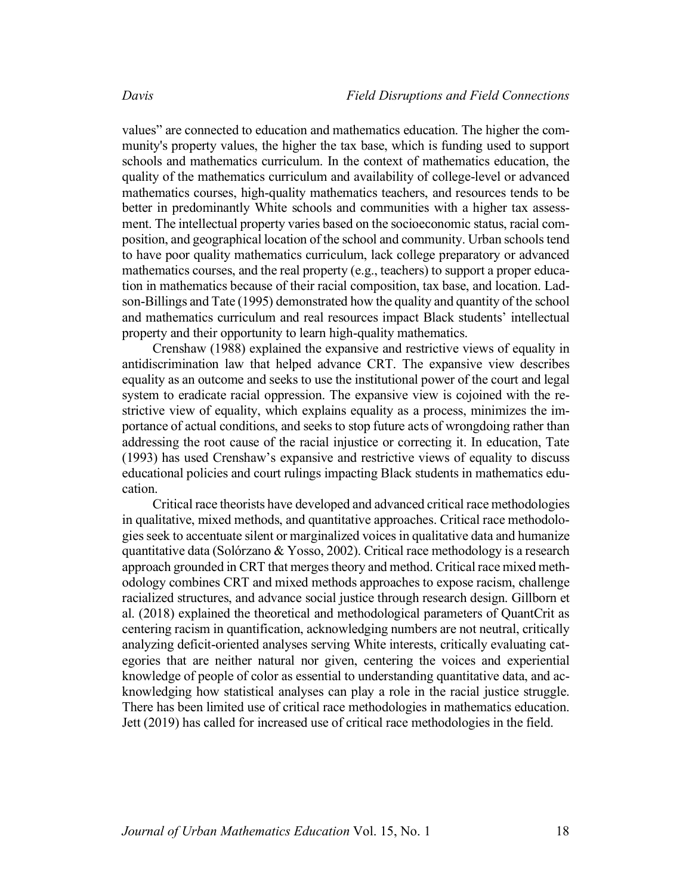values" are connected to education and mathematics education. The higher the community's property values, the higher the tax base, which is funding used to support schools and mathematics curriculum. In the context of mathematics education, the quality of the mathematics curriculum and availability of college-level or advanced mathematics courses, high-quality mathematics teachers, and resources tends to be better in predominantly White schools and communities with a higher tax assessment. The intellectual property varies based on the socioeconomic status, racial composition, and geographical location of the school and community. Urban schools tend to have poor quality mathematics curriculum, lack college preparatory or advanced mathematics courses, and the real property (e.g., teachers) to support a proper education in mathematics because of their racial composition, tax base, and location. Ladson-Billings and Tate (1995) demonstrated how the quality and quantity of the school and mathematics curriculum and real resources impact Black students' intellectual property and their opportunity to learn high-quality mathematics.

Crenshaw (1988) explained the expansive and restrictive views of equality in antidiscrimination law that helped advance CRT. The expansive view describes equality as an outcome and seeks to use the institutional power of the court and legal system to eradicate racial oppression. The expansive view is cojoined with the restrictive view of equality, which explains equality as a process, minimizes the importance of actual conditions, and seeks to stop future acts of wrongdoing rather than addressing the root cause of the racial injustice or correcting it. In education, Tate (1993) has used Crenshaw's expansive and restrictive views of equality to discuss educational policies and court rulings impacting Black students in mathematics education.

Critical race theorists have developed and advanced critical race methodologies in qualitative, mixed methods, and quantitative approaches. Critical race methodologies seek to accentuate silent or marginalized voices in qualitative data and humanize quantitative data (Solórzano & Yosso, 2002). Critical race methodology is a research approach grounded in CRT that merges theory and method. Critical race mixed methodology combines CRT and mixed methods approaches to expose racism, challenge racialized structures, and advance social justice through research design. Gillborn et al. (2018) explained the theoretical and methodological parameters of QuantCrit as centering racism in quantification, acknowledging numbers are not neutral, critically analyzing deficit-oriented analyses serving White interests, critically evaluating categories that are neither natural nor given, centering the voices and experiential knowledge of people of color as essential to understanding quantitative data, and acknowledging how statistical analyses can play a role in the racial justice struggle. There has been limited use of critical race methodologies in mathematics education. Jett (2019) has called for increased use of critical race methodologies in the field.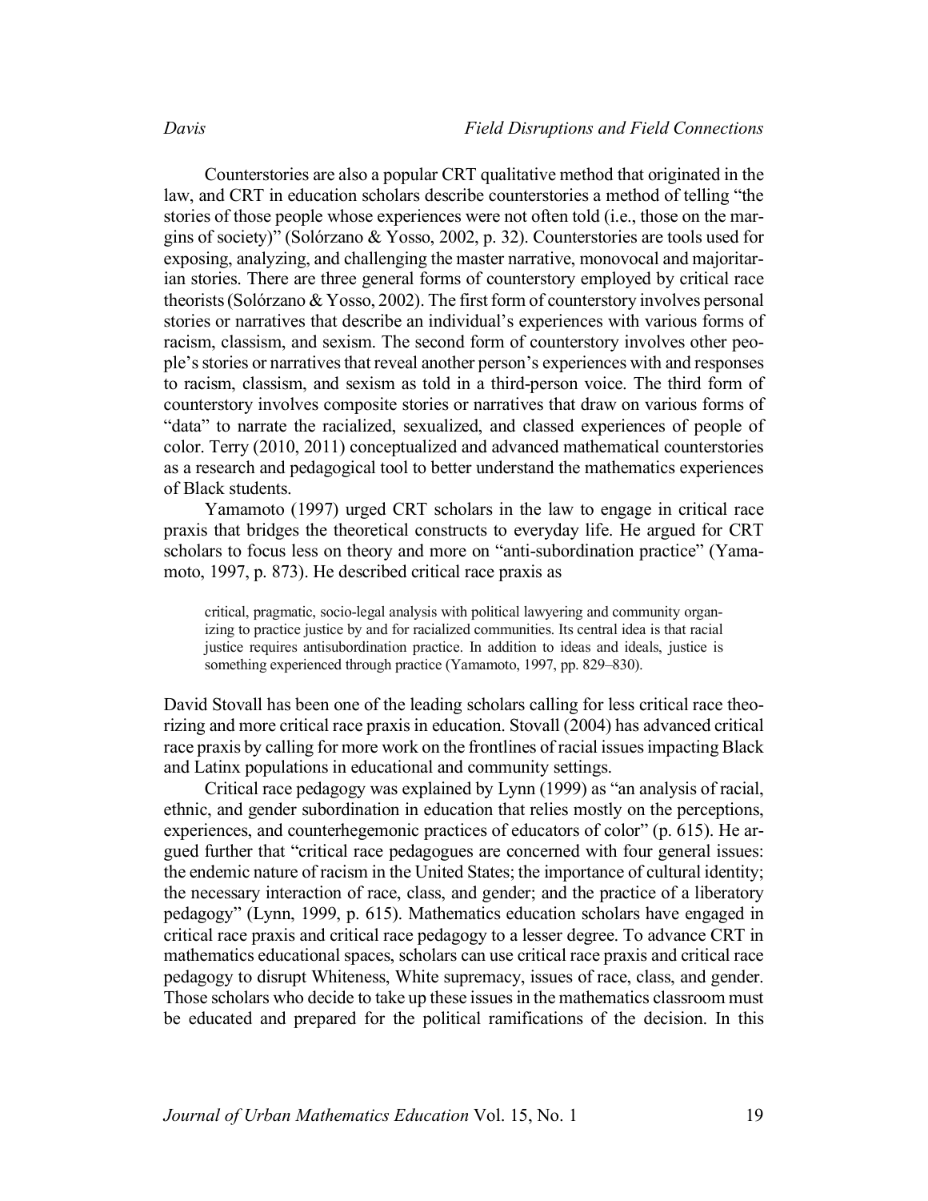Counterstories are also a popular CRT qualitative method that originated in the law, and CRT in education scholars describe counterstories a method of telling "the stories of those people whose experiences were not often told (i.e., those on the margins of society)" (Solórzano & Yosso, 2002, p. 32). Counterstories are tools used for exposing, analyzing, and challenging the master narrative, monovocal and majoritarian stories. There are three general forms of counterstory employed by critical race theorists (Solórzano & Yosso, 2002). The first form of counterstory involves personal stories or narratives that describe an individual's experiences with various forms of racism, classism, and sexism. The second form of counterstory involves other people's stories or narratives that reveal another person's experiences with and responses to racism, classism, and sexism as told in a third-person voice. The third form of counterstory involves composite stories or narratives that draw on various forms of "data" to narrate the racialized, sexualized, and classed experiences of people of color. Terry (2010, 2011) conceptualized and advanced mathematical counterstories as a research and pedagogical tool to better understand the mathematics experiences of Black students.

Yamamoto (1997) urged CRT scholars in the law to engage in critical race praxis that bridges the theoretical constructs to everyday life. He argued for CRT scholars to focus less on theory and more on "anti-subordination practice" (Yamamoto, 1997, p. 873). He described critical race praxis as

> critical, pragmatic, socio-legal analysis with political lawyering and community organizing to practice justice by and for racialized communities. Its central idea is that racial justice requires antisubordination practice. In addition to ideas and ideals, justice is something experienced through practice (Yamamoto, 1997, pp. 829–830).

David Stovall has been one of the leading scholars calling for less critical race theorizing and more critical race praxis in education. Stovall (2004) has advanced critical race praxis by calling for more work on the frontlines of racial issues impacting Black and Latinx populations in educational and community settings.

Critical race pedagogy was explained by Lynn (1999) as "an analysis of racial, ethnic, and gender subordination in education that relies mostly on the perceptions, experiences, and counterhegemonic practices of educators of color" (p. 615). He argued further that "critical race pedagogues are concerned with four general issues: the endemic nature of racism in the United States; the importance of cultural identity; the necessary interaction of race, class, and gender; and the practice of a liberatory pedagogy" (Lynn, 1999, p. 615). Mathematics education scholars have engaged in critical race praxis and critical race pedagogy to a lesser degree. To advance CRT in mathematics educational spaces, scholars can use critical race praxis and critical race pedagogy to disrupt Whiteness, White supremacy, issues of race, class, and gender. Those scholars who decide to take up these issues in the mathematics classroom must be educated and prepared for the political ramifications of the decision. In this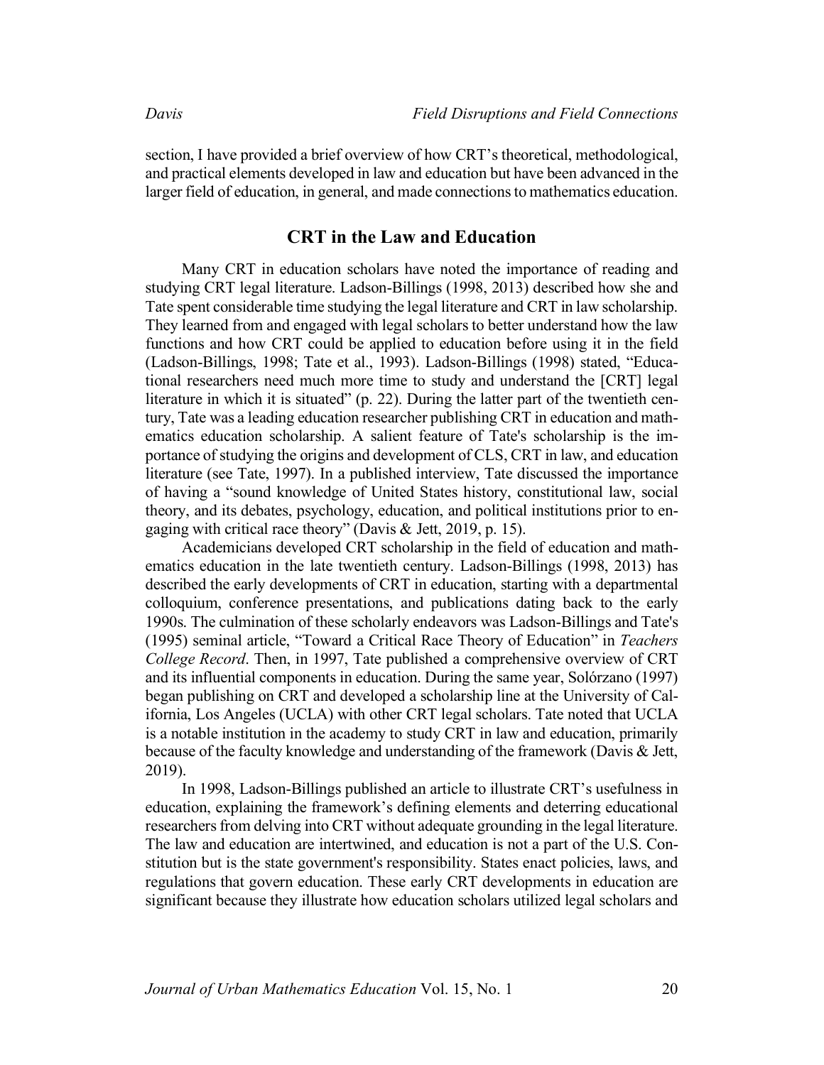section, I have provided a brief overview of how CRT's theoretical, methodological, and practical elements developed in law and education but have been advanced in the larger field of education, in general, and made connections to mathematics education.

## CRT in the Law and Education

Many CRT in education scholars have noted the importance of reading and studying CRT legal literature. Ladson-Billings (1998, 2013) described how she and Tate spent considerable time studying the legal literature and CRT in law scholarship. They learned from and engaged with legal scholars to better understand how the law functions and how CRT could be applied to education before using it in the field (Ladson-Billings, 1998; Tate et al., 1993). Ladson-Billings (1998) stated, "Educational researchers need much more time to study and understand the [CRT] legal literature in which it is situated" (p. 22). During the latter part of the twentieth century, Tate was a leading education researcher publishing CRT in education and mathematics education scholarship. A salient feature of Tate's scholarship is the importance of studying the origins and development of CLS, CRT in law, and education literature (see Tate, 1997). In a published interview, Tate discussed the importance of having a "sound knowledge of United States history, constitutional law, social theory, and its debates, psychology, education, and political institutions prior to engaging with critical race theory" (Davis & Jett, 2019, p. 15).

Academicians developed CRT scholarship in the field of education and mathematics education in the late twentieth century. Ladson-Billings (1998, 2013) has described the early developments of CRT in education, starting with a departmental colloquium, conference presentations, and publications dating back to the early 1990s. The culmination of these scholarly endeavors was Ladson-Billings and Tate's (1995) seminal article, "Toward a Critical Race Theory of Education" in *Teachers College Record*. Then, in 1997, Tate published a comprehensive overview of CRT and its influential components in education. During the same year, Solórzano (1997) began publishing on CRT and developed a scholarship line at the University of California, Los Angeles (UCLA) with other CRT legal scholars. Tate noted that UCLA is a notable institution in the academy to study CRT in law and education, primarily because of the faculty knowledge and understanding of the framework (Davis & Jett, 2019).

In 1998, Ladson-Billings published an article to illustrate CRT's usefulness in education, explaining the framework's defining elements and deterring educational researchers from delving into CRT without adequate grounding in the legal literature. The law and education are intertwined, and education is not a part of the U.S. Constitution but is the state government's responsibility. States enact policies, laws, and regulations that govern education. These early CRT developments in education are significant because they illustrate how education scholars utilized legal scholars and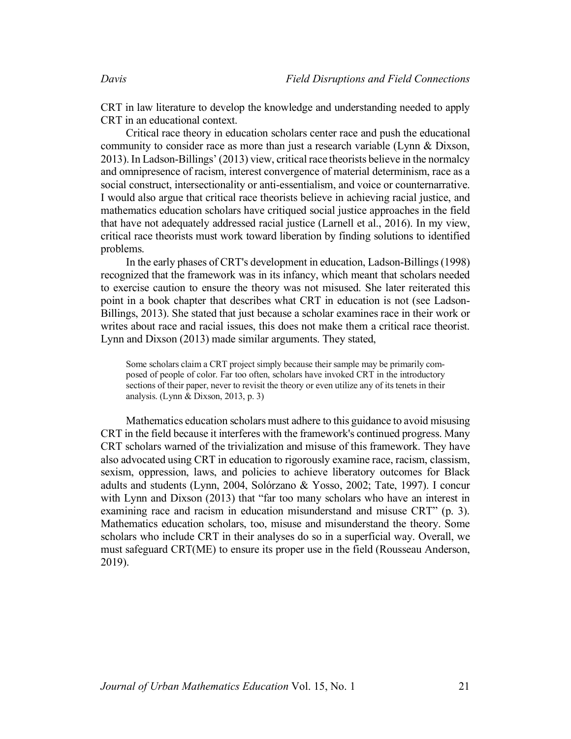CRT in law literature to develop the knowledge and understanding needed to apply CRT in an educational context.

Critical race theory in education scholars center race and push the educational community to consider race as more than just a research variable (Lynn & Dixson, 2013). In Ladson-Billings' (2013) view, critical race theorists believe in the normalcy and omnipresence of racism, interest convergence of material determinism, race as a social construct, intersectionality or anti-essentialism, and voice or counternarrative. I would also argue that critical race theorists believe in achieving racial justice, and mathematics education scholars have critiqued social justice approaches in the field that have not adequately addressed racial justice (Larnell et al., 2016). In my view, critical race theorists must work toward liberation by finding solutions to identified problems.

In the early phases of CRT's development in education, Ladson-Billings (1998) recognized that the framework was in its infancy, which meant that scholars needed to exercise caution to ensure the theory was not misused. She later reiterated this point in a book chapter that describes what CRT in education is not (see Ladson-Billings, 2013). She stated that just because a scholar examines race in their work or writes about race and racial issues, this does not make them a critical race theorist. Lynn and Dixson (2013) made similar arguments. They stated,

> Some scholars claim a CRT project simply because their sample may be primarily composed of people of color. Far too often, scholars have invoked CRT in the introductory sections of their paper, never to revisit the theory or even utilize any of its tenets in their analysis. (Lynn & Dixson, 2013, p. 3)

Mathematics education scholars must adhere to this guidance to avoid misusing CRT in the field because it interferes with the framework's continued progress. Many CRT scholars warned of the trivialization and misuse of this framework. They have also advocated using CRT in education to rigorously examine race, racism, classism, sexism, oppression, laws, and policies to achieve liberatory outcomes for Black adults and students (Lynn, 2004, Solórzano & Yosso, 2002; Tate, 1997). I concur with Lynn and Dixson (2013) that "far too many scholars who have an interest in examining race and racism in education misunderstand and misuse CRT" (p. 3). Mathematics education scholars, too, misuse and misunderstand the theory. Some scholars who include CRT in their analyses do so in a superficial way. Overall, we must safeguard CRT(ME) to ensure its proper use in the field (Rousseau Anderson, 2019).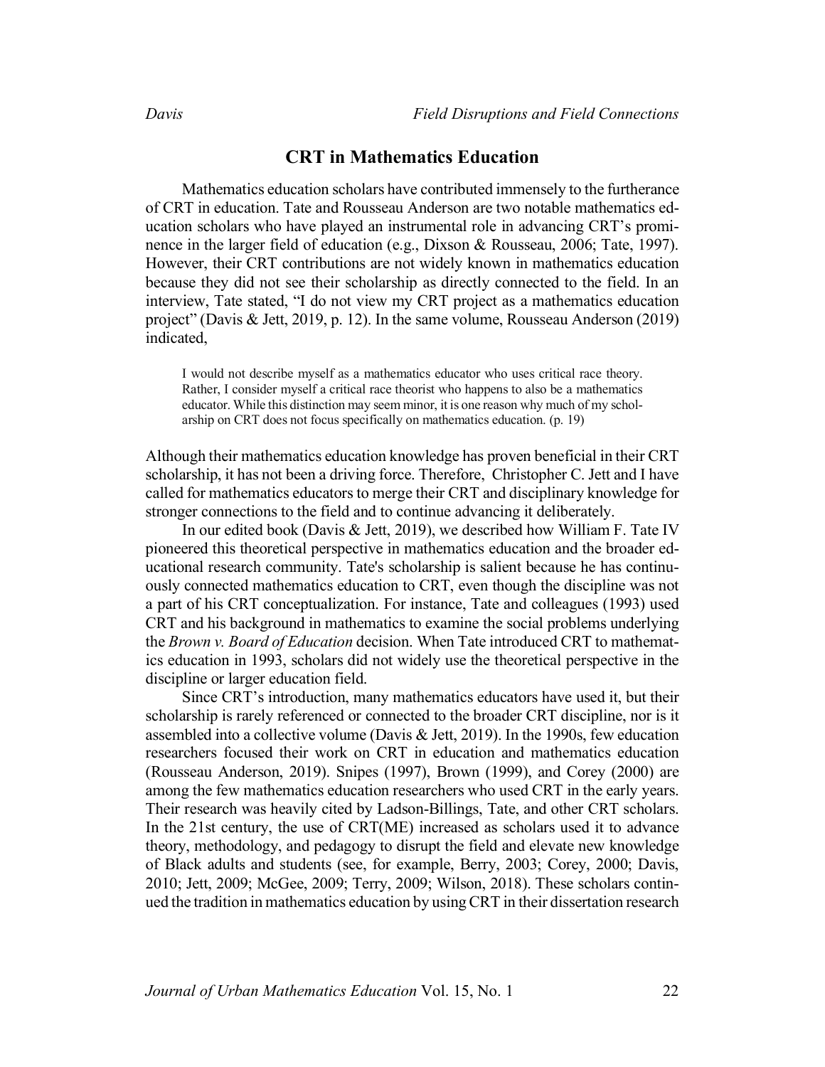## CRT in Mathematics Education

Mathematics education scholars have contributed immensely to the furtherance of CRT in education. Tate and Rousseau Anderson are two notable mathematics education scholars who have played an instrumental role in advancing CRT's prominence in the larger field of education (e.g., Dixson & Rousseau, 2006; Tate, 1997). However, their CRT contributions are not widely known in mathematics education because they did not see their scholarship as directly connected to the field. In an interview, Tate stated, "I do not view my CRT project as a mathematics education project" (Davis & Jett, 2019, p. 12). In the same volume, Rousseau Anderson (2019) indicated,

> I would not describe myself as a mathematics educator who uses critical race theory. Rather, I consider myself a critical race theorist who happens to also be a mathematics educator. While this distinction may seem minor, it is one reason why much of my scholarship on CRT does not focus specifically on mathematics education. (p. 19)

Although their mathematics education knowledge has proven beneficial in their CRT scholarship, it has not been a driving force. Therefore, Christopher C. Jett and I have called for mathematics educators to merge their CRT and disciplinary knowledge for stronger connections to the field and to continue advancing it deliberately.

In our edited book (Davis & Jett, 2019), we described how William F. Tate IV pioneered this theoretical perspective in mathematics education and the broader educational research community. Tate's scholarship is salient because he has continuously connected mathematics education to CRT, even though the discipline was not a part of his CRT conceptualization. For instance, Tate and colleagues (1993) used CRT and his background in mathematics to examine the social problems underlying the *Brown v. Board of Education* decision. When Tate introduced CRT to mathematics education in 1993, scholars did not widely use the theoretical perspective in the discipline or larger education field.

Since CRT's introduction, many mathematics educators have used it, but their scholarship is rarely referenced or connected to the broader CRT discipline, nor is it assembled into a collective volume (Davis & Jett, 2019). In the 1990s, few education researchers focused their work on CRT in education and mathematics education (Rousseau Anderson, 2019). Snipes (1997), Brown (1999), and Corey (2000) are among the few mathematics education researchers who used CRT in the early years. Their research was heavily cited by Ladson-Billings, Tate, and other CRT scholars. In the 21st century, the use of CRT(ME) increased as scholars used it to advance theory, methodology, and pedagogy to disrupt the field and elevate new knowledge of Black adults and students (see, for example, Berry, 2003; Corey, 2000; Davis, 2010; Jett, 2009; McGee, 2009; Terry, 2009; Wilson, 2018). These scholars continued the tradition in mathematics education by using CRT in their dissertation research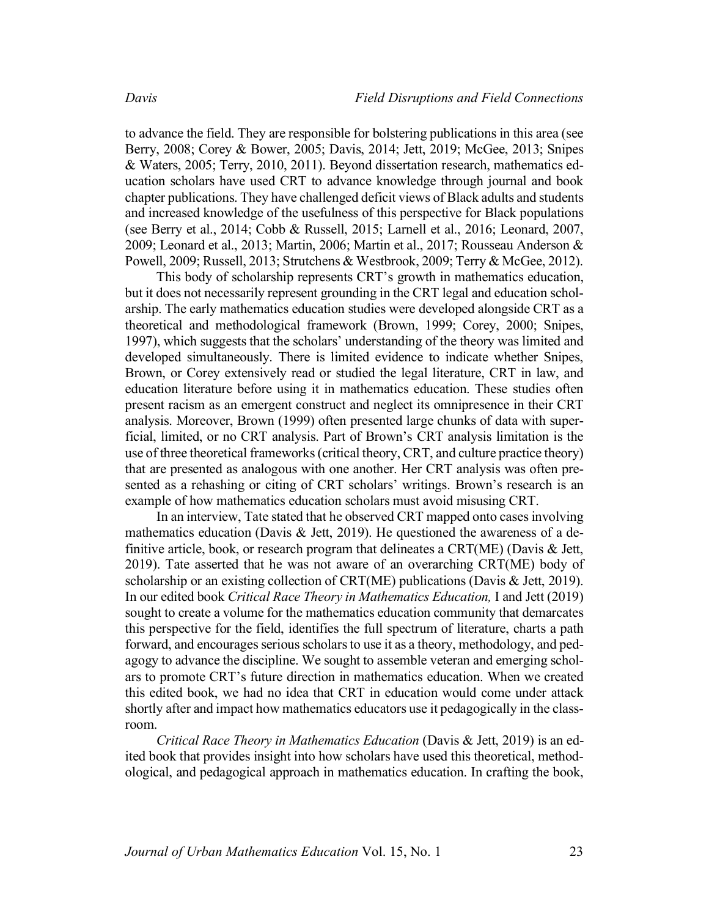to advance the field. They are responsible for bolstering publications in this area (see Berry, 2008; Corey & Bower, 2005; Davis, 2014; Jett, 2019; McGee, 2013; Snipes & Waters, 2005; Terry, 2010, 2011). Beyond dissertation research, mathematics education scholars have used CRT to advance knowledge through journal and book chapter publications. They have challenged deficit views of Black adults and students and increased knowledge of the usefulness of this perspective for Black populations (see Berry et al., 2014; Cobb & Russell, 2015; Larnell et al., 2016; Leonard, 2007, 2009; Leonard et al., 2013; Martin, 2006; Martin et al., 2017; Rousseau Anderson & Powell, 2009; Russell, 2013; Strutchens & Westbrook, 2009; Terry & McGee, 2012).

This body of scholarship represents CRT's growth in mathematics education, but it does not necessarily represent grounding in the CRT legal and education scholarship. The early mathematics education studies were developed alongside CRT as a theoretical and methodological framework (Brown, 1999; Corey, 2000; Snipes, 1997), which suggests that the scholars' understanding of the theory was limited and developed simultaneously. There is limited evidence to indicate whether Snipes, Brown, or Corey extensively read or studied the legal literature, CRT in law, and education literature before using it in mathematics education. These studies often present racism as an emergent construct and neglect its omnipresence in their CRT analysis. Moreover, Brown (1999) often presented large chunks of data with superficial, limited, or no CRT analysis. Part of Brown's CRT analysis limitation is the use of three theoretical frameworks (critical theory, CRT, and culture practice theory) that are presented as analogous with one another. Her CRT analysis was often presented as a rehashing or citing of CRT scholars' writings. Brown's research is an example of how mathematics education scholars must avoid misusing CRT.

In an interview, Tate stated that he observed CRT mapped onto cases involving mathematics education (Davis & Jett, 2019). He questioned the awareness of a definitive article, book, or research program that delineates a CRT(ME) (Davis & Jett, 2019). Tate asserted that he was not aware of an overarching CRT(ME) body of scholarship or an existing collection of CRT(ME) publications (Davis & Jett, 2019). In our edited book *Critical Race Theory in Mathematics Education,* I and Jett (2019) sought to create a volume for the mathematics education community that demarcates this perspective for the field, identifies the full spectrum of literature, charts a path forward, and encourages serious scholars to use it as a theory, methodology, and pedagogy to advance the discipline. We sought to assemble veteran and emerging scholars to promote CRT's future direction in mathematics education. When we created this edited book, we had no idea that CRT in education would come under attack shortly after and impact how mathematics educators use it pedagogically in the classroom.

*Critical Race Theory in Mathematics Education* (Davis & Jett, 2019) is an edited book that provides insight into how scholars have used this theoretical, methodological, and pedagogical approach in mathematics education. In crafting the book,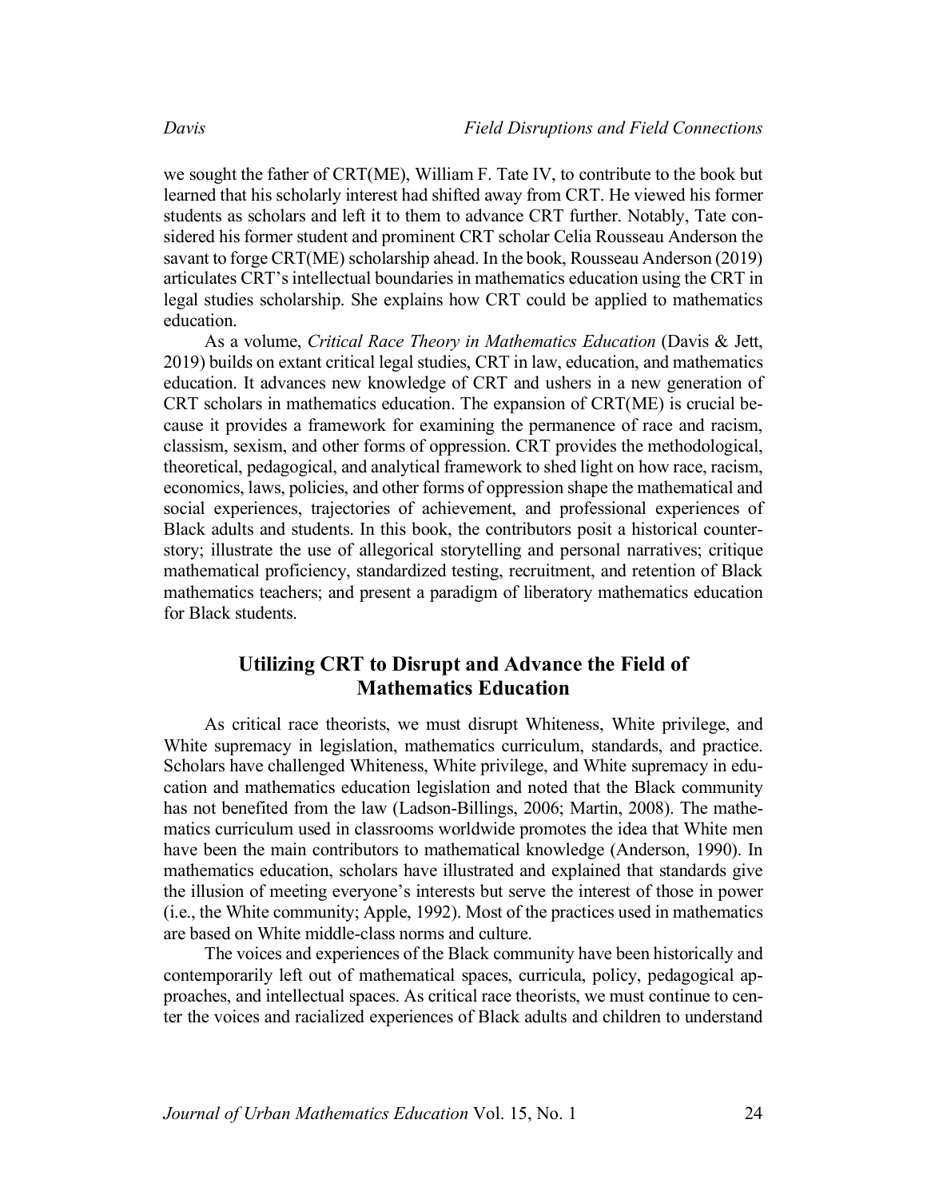we sought the father of CRT(ME), William F. Tate IV, to contribute to the book but learned that his scholarly interest had shifted away from CRT. He viewed his former students as scholars and left it to them to advance CRT further. Notably, Tate considered his former student and prominent CRT scholar Celia Rousseau Anderson the savant to forge CRT(ME) scholarship ahead. In the book, Rousseau Anderson (2019) articulates CRT's intellectual boundaries in mathematics education using the CRT in legal studies scholarship. She explains how CRT could be applied to mathematics education.

As a volume, *Critical Race Theory in Mathematics Education* (Davis & Jett, 2019) builds on extant critical legal studies, CRT in law, education, and mathematics education. It advances new knowledge of CRT and ushers in a new generation of CRT scholars in mathematics education. The expansion of CRT(ME) is crucial because it provides a framework for examining the permanence of race and racism, classism, sexism, and other forms of oppression. CRT provides the methodological, theoretical, pedagogical, and analytical framework to shed light on how race, racism, economics, laws, policies, and other forms of oppression shape the mathematical and social experiences, trajectories of achievement, and professional experiences of Black adults and students. In this book, the contributors posit a historical counterstory; illustrate the use of allegorical storytelling and personal narratives; critique mathematical proficiency, standardized testing, recruitment, and retention of Black mathematics teachers; and present a paradigm of liberatory mathematics education for Black students.

## Utilizing CRT to Disrupt and Advance the Field of Mathematics Education

As critical race theorists, we must disrupt Whiteness, White privilege, and White supremacy in legislation, mathematics curriculum, standards, and practice. Scholars have challenged Whiteness, White privilege, and White supremacy in education and mathematics education legislation and noted that the Black community has not benefited from the law (Ladson-Billings, 2006; Martin, 2008). The mathematics curriculum used in classrooms worldwide promotes the idea that White men have been the main contributors to mathematical knowledge (Anderson, 1990). In mathematics education, scholars have illustrated and explained that standards give the illusion of meeting everyone's interests but serve the interest of those in power (i.e., the White community; Apple, 1992). Most of the practices used in mathematics are based on White middle-class norms and culture.

The voices and experiences of the Black community have been historically and contemporarily left out of mathematical spaces, curricula, policy, pedagogical approaches, and intellectual spaces. As critical race theorists, we must continue to center the voices and racialized experiences of Black adults and children to understand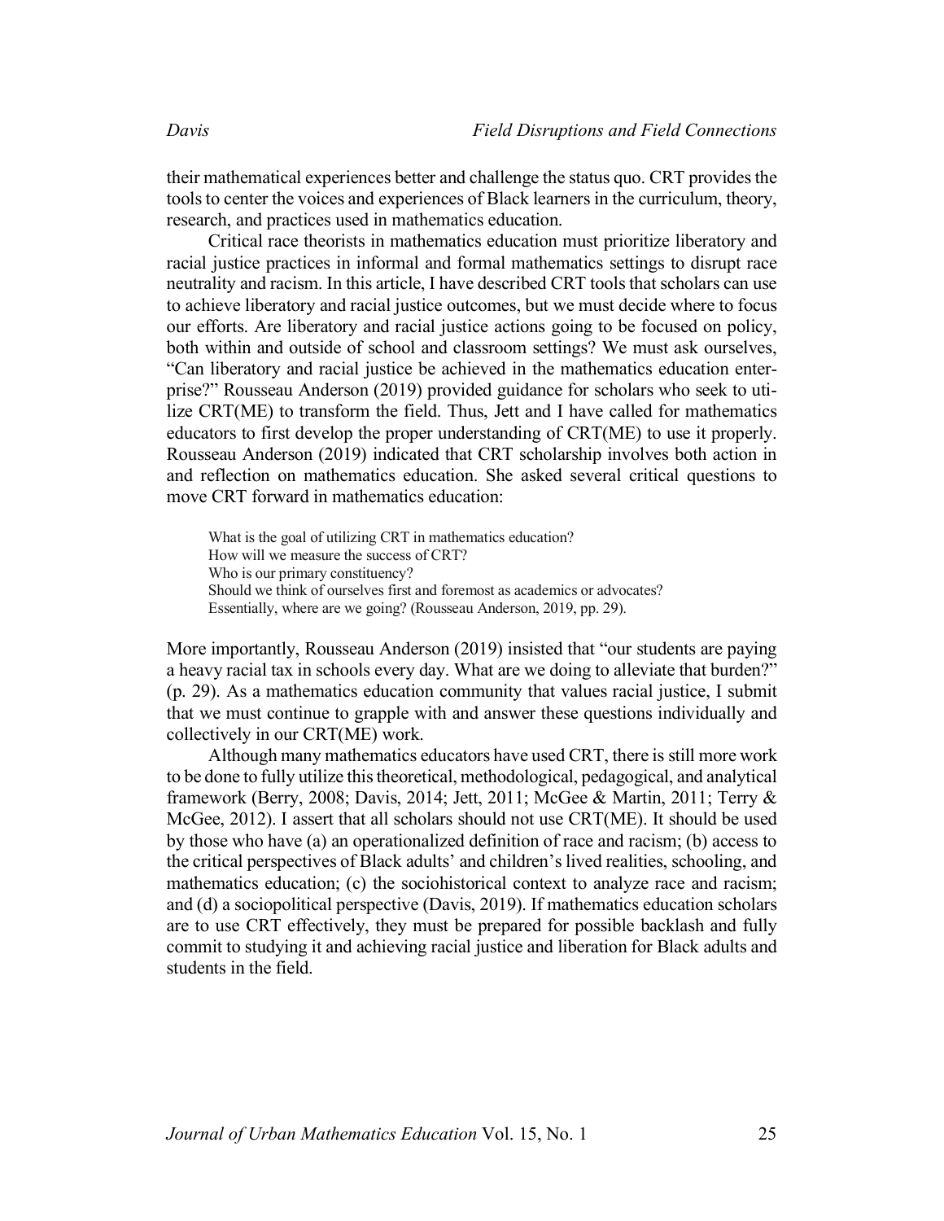their mathematical experiences better and challenge the status quo. CRT provides the tools to center the voices and experiences of Black learners in the curriculum, theory, research, and practices used in mathematics education.

Critical race theorists in mathematics education must prioritize liberatory and racial justice practices in informal and formal mathematics settings to disrupt race neutrality and racism. In this article, I have described CRT tools that scholars can use to achieve liberatory and racial justice outcomes, but we must decide where to focus our efforts. Are liberatory and racial justice actions going to be focused on policy, both within and outside of school and classroom settings? We must ask ourselves, "Can liberatory and racial justice be achieved in the mathematics education enterprise?" Rousseau Anderson (2019) provided guidance for scholars who seek to utilize CRT(ME) to transform the field. Thus, Jett and I have called for mathematics educators to first develop the proper understanding of CRT(ME) to use it properly. Rousseau Anderson (2019) indicated that CRT scholarship involves both action in and reflection on mathematics education. She asked several critical questions to move CRT forward in mathematics education:

> What is the goal of utilizing CRT in mathematics education?
> How will we measure the success of CRT?
> Who is our primary constituency?
> Should we think of ourselves first and foremost as academics or advocates?
> Essentially, where are we going? (Rousseau Anderson, 2019, pp. 29).

More importantly, Rousseau Anderson (2019) insisted that "our students are paying a heavy racial tax in schools every day. What are we doing to alleviate that burden?" (p. 29). As a mathematics education community that values racial justice, I submit that we must continue to grapple with and answer these questions individually and collectively in our CRT(ME) work.

Although many mathematics educators have used CRT, there is still more work to be done to fully utilize this theoretical, methodological, pedagogical, and analytical framework (Berry, 2008; Davis, 2014; Jett, 2011; McGee & Martin, 2011; Terry & McGee, 2012). I assert that all scholars should not use CRT(ME). It should be used by those who have (a) an operationalized definition of race and racism; (b) access to the critical perspectives of Black adults' and children's lived realities, schooling, and mathematics education; (c) the sociohistorical context to analyze race and racism; and (d) a sociopolitical perspective (Davis, 2019). If mathematics education scholars are to use CRT effectively, they must be prepared for possible backlash and fully commit to studying it and achieving racial justice and liberation for Black adults and students in the field.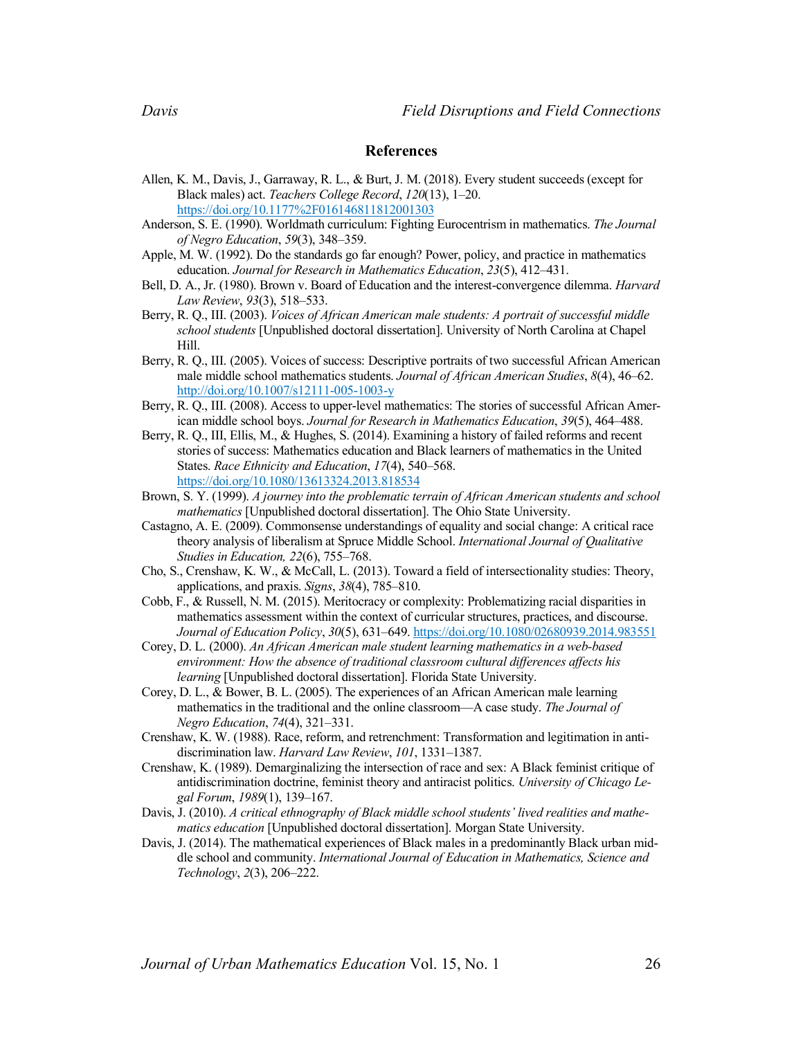## References

Allen, K. M., Davis, J., Garraway, R. L., & Burt, J. M. (2018). Every student succeeds (except for Black males) act. *Teachers College Record*, *120*(13), 1–20. https://doi.org/10.1177%2F016146811812001303

Anderson, S. E. (1990). Worldmath curriculum: Fighting Eurocentrism in mathematics. *The Journal of Negro Education*, *59*(3), 348–359.

Apple, M. W. (1992). Do the standards go far enough? Power, policy, and practice in mathematics education. *Journal for Research in Mathematics Education*, *23*(5), 412–431.

Bell, D. A., Jr. (1980). Brown v. Board of Education and the interest-convergence dilemma. *Harvard Law Review*, *93*(3), 518–533.

Berry, R. Q., III. (2003). *Voices of African American male students: A portrait of successful middle school students* [Unpublished doctoral dissertation]. University of North Carolina at Chapel Hill.

Berry, R. Q., III. (2005). Voices of success: Descriptive portraits of two successful African American male middle school mathematics students. *Journal of African American Studies*, *8*(4), 46–62. http://doi.org/10.1007/s12111-005-1003-y

Berry, R. Q., III. (2008). Access to upper-level mathematics: The stories of successful African American middle school boys. *Journal for Research in Mathematics Education*, *39*(5), 464–488.

Berry, R. Q., III, Ellis, M., & Hughes, S. (2014). Examining a history of failed reforms and recent stories of success: Mathematics education and Black learners of mathematics in the United States. *Race Ethnicity and Education*, *17*(4), 540–568. https://doi.org/10.1080/13613324.2013.818534

Brown, S. Y. (1999). *A journey into the problematic terrain of African American students and school mathematics* [Unpublished doctoral dissertation]. The Ohio State University.

Castagno, A. E. (2009). Commonsense understandings of equality and social change: A critical race theory analysis of liberalism at Spruce Middle School. *International Journal of Qualitative Studies in Education, 22*(6), 755–768.

Cho, S., Crenshaw, K. W., & McCall, L. (2013). Toward a field of intersectionality studies: Theory, applications, and praxis. *Signs*, *38*(4), 785–810.

Cobb, F., & Russell, N. M. (2015). Meritocracy or complexity: Problematizing racial disparities in mathematics assessment within the context of curricular structures, practices, and discourse. *Journal of Education Policy*, *30*(5), 631–649. https://doi.org/10.1080/02680939.2014.983551

Corey, D. L. (2000). *An African American male student learning mathematics in a web-based environment: How the absence of traditional classroom cultural differences affects his learning* [Unpublished doctoral dissertation]. Florida State University.

Corey, D. L., & Bower, B. L. (2005). The experiences of an African American male learning mathematics in the traditional and the online classroom—A case study. *The Journal of Negro Education*, *74*(4), 321–331.

Crenshaw, K. W. (1988). Race, reform, and retrenchment: Transformation and legitimation in antidiscrimination law. *Harvard Law Review*, *101*, 1331–1387.

Crenshaw, K. (1989). Demarginalizing the intersection of race and sex: A Black feminist critique of antidiscrimination doctrine, feminist theory and antiracist politics. *University of Chicago Legal Forum*, *1989*(1), 139–167.

Davis, J. (2010). *A critical ethnography of Black middle school students' lived realities and mathematics education* [Unpublished doctoral dissertation]. Morgan State University.

Davis, J. (2014). The mathematical experiences of Black males in a predominantly Black urban middle school and community. *International Journal of Education in Mathematics, Science and Technology*, *2*(3), 206–222.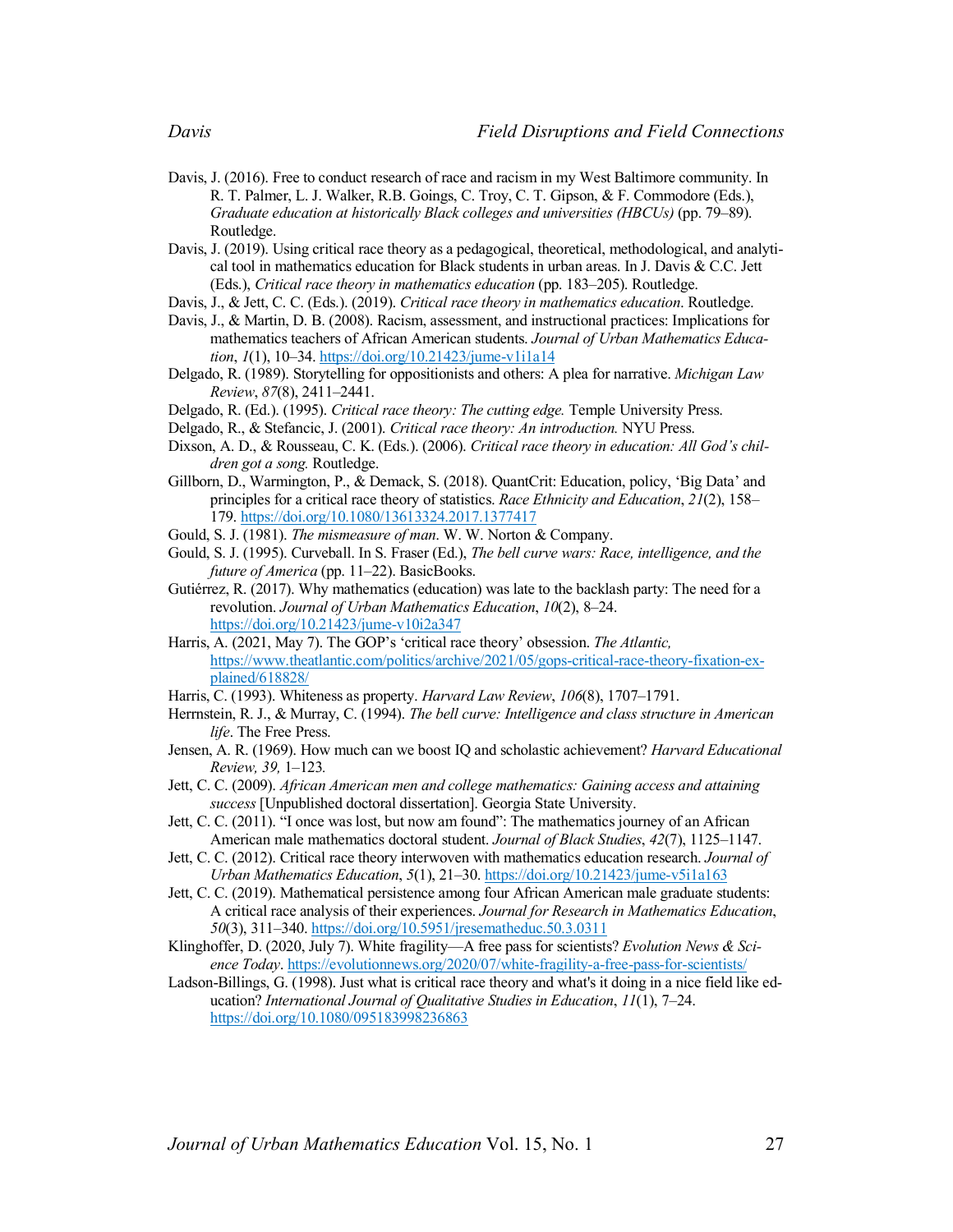Davis, J. (2016). Free to conduct research of race and racism in my West Baltimore community. In R. T. Palmer, L. J. Walker, R.B. Goings, C. Troy, C. T. Gipson, & F. Commodore (Eds.), *Graduate education at historically Black colleges and universities (HBCUs)* (pp. 79–89). Routledge.

Davis, J. (2019). Using critical race theory as a pedagogical, theoretical, methodological, and analytical tool in mathematics education for Black students in urban areas. In J. Davis & C.C. Jett (Eds.), *Critical race theory in mathematics education* (pp. 183–205). Routledge.

Davis, J., & Jett, C. C. (Eds.). (2019). *Critical race theory in mathematics education*. Routledge.

Davis, J., & Martin, D. B. (2008). Racism, assessment, and instructional practices: Implications for mathematics teachers of African American students. *Journal of Urban Mathematics Education*, *1*(1), 10–34. https://doi.org/10.21423/jume-v1i1a14

Delgado, R. (1989). Storytelling for oppositionists and others: A plea for narrative. *Michigan Law Review*, *87*(8), 2411–2441.

Delgado, R. (Ed.). (1995). *Critical race theory: The cutting edge.* Temple University Press.

Delgado, R., & Stefancic, J. (2001). *Critical race theory: An introduction.* NYU Press.

Dixson, A. D., & Rousseau, C. K. (Eds.). (2006). *Critical race theory in education: All God's children got a song.* Routledge.

Gillborn, D., Warmington, P., & Demack, S. (2018). QuantCrit: Education, policy, 'Big Data' and principles for a critical race theory of statistics. *Race Ethnicity and Education*, *21*(2), 158–179. https://doi.org/10.1080/13613324.2017.1377417

Gould, S. J. (1981). *The mismeasure of man*. W. W. Norton & Company.

Gould, S. J. (1995). Curveball. In S. Fraser (Ed.), *The bell curve wars: Race, intelligence, and the future of America* (pp. 11–22). BasicBooks.

Gutiérrez, R. (2017). Why mathematics (education) was late to the backlash party: The need for a revolution. *Journal of Urban Mathematics Education*, *10*(2), 8–24. https://doi.org/10.21423/jume-v10i2a347

Harris, A. (2021, May 7). The GOP's 'critical race theory' obsession. *The Atlantic,* https://www.theatlantic.com/politics/archive/2021/05/gops-critical-race-theory-fixation-explained/618828/

Harris, C. (1993). Whiteness as property. *Harvard Law Review*, *106*(8), 1707–1791.

Herrnstein, R. J., & Murray, C. (1994). *The bell curve: Intelligence and class structure in American life*. The Free Press.

Jensen, A. R. (1969). How much can we boost IQ and scholastic achievement? *Harvard Educational Review, 39,* 1–123.

Jett, C. C. (2009). *African American men and college mathematics: Gaining access and attaining success* [Unpublished doctoral dissertation]. Georgia State University.

Jett, C. C. (2011). "I once was lost, but now am found": The mathematics journey of an African American male mathematics doctoral student. *Journal of Black Studies*, *42*(7), 1125–1147.

Jett, C. C. (2012). Critical race theory interwoven with mathematics education research. *Journal of Urban Mathematics Education*, *5*(1), 21–30. https://doi.org/10.21423/jume-v5i1a163

Jett, C. C. (2019). Mathematical persistence among four African American male graduate students: A critical race analysis of their experiences. *Journal for Research in Mathematics Education*, *50*(3), 311–340. https://doi.org/10.5951/jresematheduc.50.3.0311

Klinghoffer, D. (2020, July 7). White fragility—A free pass for scientists? *Evolution News & Science Today*. https://evolutionnews.org/2020/07/white-fragility-a-free-pass-for-scientists/

Ladson-Billings, G. (1998). Just what is critical race theory and what's it doing in a nice field like education? *International Journal of Qualitative Studies in Education*, *11*(1), 7–24. https://doi.org/10.1080/095183998236863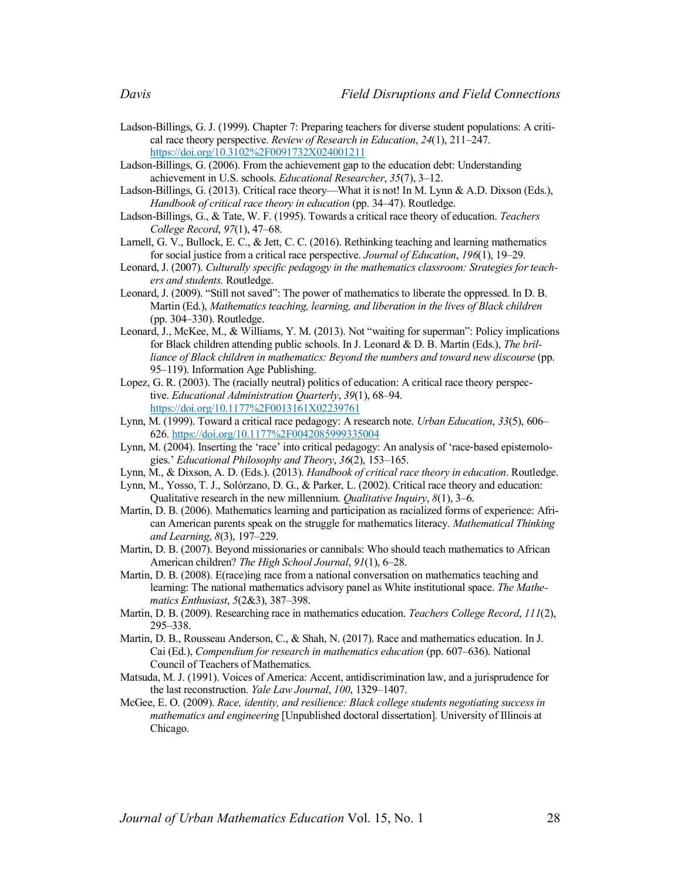Ladson-Billings, G. J. (1999). Chapter 7: Preparing teachers for diverse student populations: A critical race theory perspective. *Review of Research in Education*, *24*(1), 211–247. https://doi.org/10.3102%2F0091732X024001211

Ladson-Billings, G. (2006). From the achievement gap to the education debt: Understanding achievement in U.S. schools. *Educational Researcher*, *35*(7), 3–12.

Ladson-Billings, G. (2013). Critical race theory—What it is not! In M. Lynn & A.D. Dixson (Eds.), *Handbook of critical race theory in education* (pp. 34–47). Routledge.

Ladson-Billings, G., & Tate, W. F. (1995). Towards a critical race theory of education. *Teachers College Record*, *97*(1), 47–68.

Larnell, G. V., Bullock, E. C., & Jett, C. C. (2016). Rethinking teaching and learning mathematics for social justice from a critical race perspective. *Journal of Education*, *196*(1), 19–29.

Leonard, J. (2007). *Culturally specific pedagogy in the mathematics classroom: Strategies for teachers and students.* Routledge.

Leonard, J. (2009). "Still not saved": The power of mathematics to liberate the oppressed. In D. B. Martin (Ed.), *Mathematics teaching, learning, and liberation in the lives of Black children* (pp. 304–330). Routledge.

Leonard, J., McKee, M., & Williams, Y. M. (2013). Not "waiting for superman": Policy implications for Black children attending public schools. In J. Leonard & D. B. Martin (Eds.), *The brilliance of Black children in mathematics: Beyond the numbers and toward new discourse* (pp. 95–119). Information Age Publishing.

Lopez, G. R. (2003). The (racially neutral) politics of education: A critical race theory perspective. *Educational Administration Quarterly*, *39*(1), 68–94. https://doi.org/10.1177%2F0013161X02239761

Lynn, M. (1999). Toward a critical race pedagogy: A research note. *Urban Education*, *33*(5), 606–626. https://doi.org/10.1177%2F0042085999335004

Lynn, M. (2004). Inserting the 'race' into critical pedagogy: An analysis of 'race-based epistemologies.' *Educational Philosophy and Theory*, *36*(2), 153–165.

Lynn, M., & Dixson, A. D. (Eds.). (2013). *Handbook of critical race theory in education*. Routledge.

Lynn, M., Yosso, T. J., Solórzano, D. G., & Parker, L. (2002). Critical race theory and education: Qualitative research in the new millennium. *Qualitative Inquiry*, *8*(1), 3–6.

Martin, D. B. (2006). Mathematics learning and participation as racialized forms of experience: African American parents speak on the struggle for mathematics literacy. *Mathematical Thinking and Learning*, *8*(3), 197–229.

Martin, D. B. (2007). Beyond missionaries or cannibals: Who should teach mathematics to African American children? *The High School Journal*, *91*(1), 6–28.

Martin, D. B. (2008). E(race)ing race from a national conversation on mathematics teaching and learning: The national mathematics advisory panel as White institutional space. *The Mathematics Enthusiast*, *5*(2&3), 387–398.

Martin, D. B. (2009). Researching race in mathematics education. *Teachers College Record*, *111*(2), 295–338.

Martin, D. B., Rousseau Anderson, C., & Shah, N. (2017). Race and mathematics education. In J. Cai (Ed.), *Compendium for research in mathematics education* (pp. 607–636). National Council of Teachers of Mathematics.

Matsuda, M. J. (1991). Voices of America: Accent, antidiscrimination law, and a jurisprudence for the last reconstruction. *Yale Law Journal*, *100*, 1329–1407.

McGee, E. O. (2009). *Race, identity, and resilience: Black college students negotiating success in mathematics and engineering* [Unpublished doctoral dissertation]. University of Illinois at Chicago.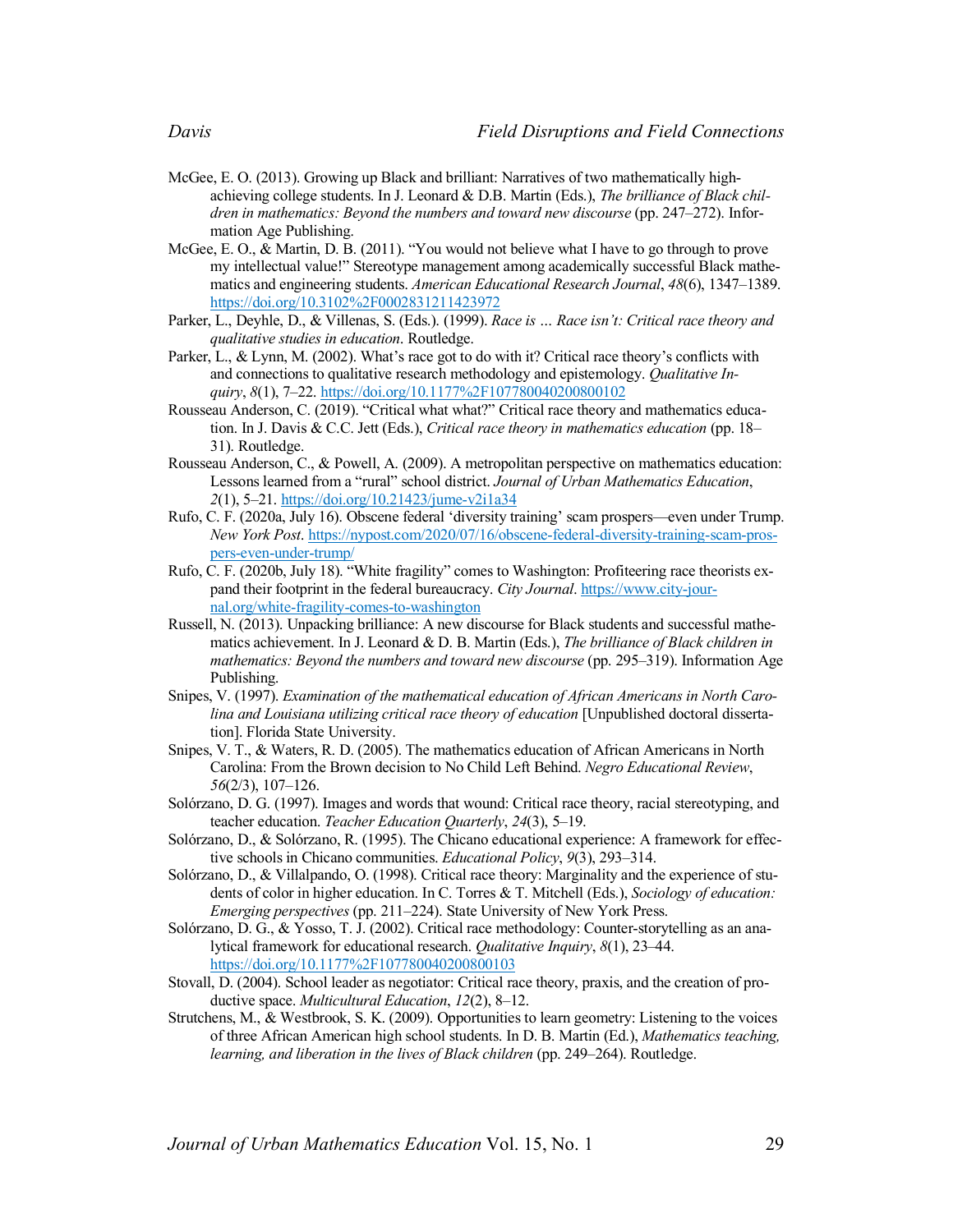McGee, E. O. (2013). Growing up Black and brilliant: Narratives of two mathematically high-achieving college students. In J. Leonard & D.B. Martin (Eds.), *The brilliance of Black children in mathematics: Beyond the numbers and toward new discourse* (pp. 247–272). Information Age Publishing.

McGee, E. O., & Martin, D. B. (2011). "You would not believe what I have to go through to prove my intellectual value!" Stereotype management among academically successful Black mathematics and engineering students. *American Educational Research Journal*, *48*(6), 1347–1389. https://doi.org/10.3102%2F0002831211423972

Parker, L., Deyhle, D., & Villenas, S. (Eds.). (1999). *Race is … Race isn't: Critical race theory and qualitative studies in education*. Routledge.

Parker, L., & Lynn, M. (2002). What's race got to do with it? Critical race theory's conflicts with and connections to qualitative research methodology and epistemology. *Qualitative Inquiry*, *8*(1), 7–22. https://doi.org/10.1177%2F107780040200800102

Rousseau Anderson, C. (2019). "Critical what what?" Critical race theory and mathematics education. In J. Davis & C.C. Jett (Eds.), *Critical race theory in mathematics education* (pp. 18–31). Routledge.

Rousseau Anderson, C., & Powell, A. (2009). A metropolitan perspective on mathematics education: Lessons learned from a "rural" school district. *Journal of Urban Mathematics Education*, *2*(1), 5–21. https://doi.org/10.21423/jume-v2i1a34

Rufo, C. F. (2020a, July 16). Obscene federal 'diversity training' scam prospers—even under Trump. *New York Post*. https://nypost.com/2020/07/16/obscene-federal-diversity-training-scam-prospers-even-under-trump/

Rufo, C. F. (2020b, July 18). "White fragility" comes to Washington: Profiteering race theorists expand their footprint in the federal bureaucracy. *City Journal*. https://www.city-journal.org/white-fragility-comes-to-washington

Russell, N. (2013). Unpacking brilliance: A new discourse for Black students and successful mathematics achievement. In J. Leonard & D. B. Martin (Eds.), *The brilliance of Black children in mathematics: Beyond the numbers and toward new discourse* (pp. 295–319). Information Age Publishing.

Snipes, V. (1997). *Examination of the mathematical education of African Americans in North Carolina and Louisiana utilizing critical race theory of education* [Unpublished doctoral dissertation]. Florida State University.

Snipes, V. T., & Waters, R. D. (2005). The mathematics education of African Americans in North Carolina: From the Brown decision to No Child Left Behind. *Negro Educational Review*, *56*(2/3), 107–126.

Solórzano, D. G. (1997). Images and words that wound: Critical race theory, racial stereotyping, and teacher education. *Teacher Education Quarterly*, *24*(3), 5–19.

Solórzano, D., & Solórzano, R. (1995). The Chicano educational experience: A framework for effective schools in Chicano communities. *Educational Policy*, *9*(3), 293–314.

Solórzano, D., & Villalpando, O. (1998). Critical race theory: Marginality and the experience of students of color in higher education. In C. Torres & T. Mitchell (Eds.), *Sociology of education: Emerging perspectives* (pp. 211–224). State University of New York Press.

Solórzano, D. G., & Yosso, T. J. (2002). Critical race methodology: Counter-storytelling as an analytical framework for educational research. *Qualitative Inquiry*, *8*(1), 23–44. https://doi.org/10.1177%2F107780040200800103

Stovall, D. (2004). School leader as negotiator: Critical race theory, praxis, and the creation of productive space. *Multicultural Education*, *12*(2), 8–12.

Strutchens, M., & Westbrook, S. K. (2009). Opportunities to learn geometry: Listening to the voices of three African American high school students. In D. B. Martin (Ed.), *Mathematics teaching, learning, and liberation in the lives of Black children* (pp. 249–264). Routledge.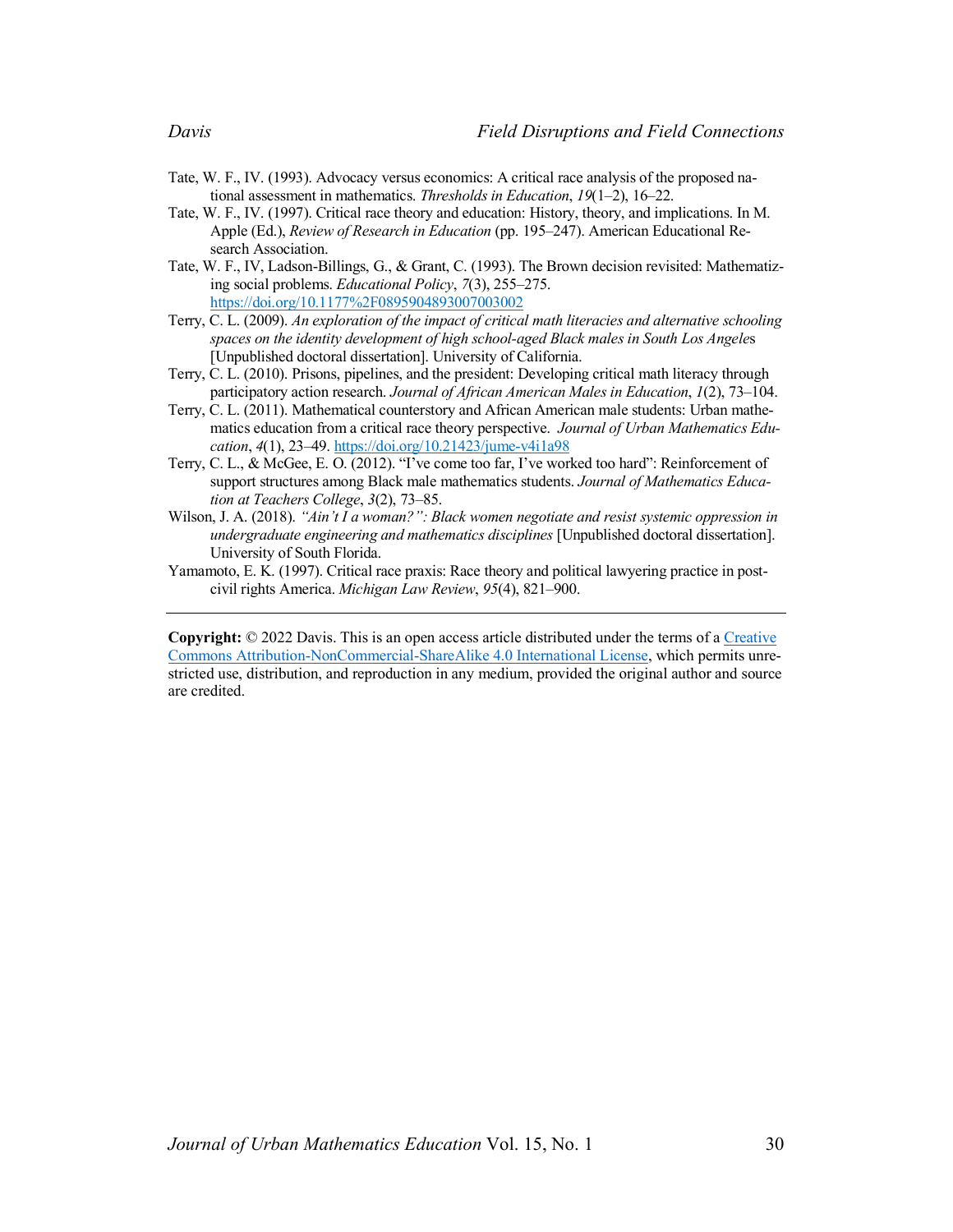Tate, W. F., IV. (1993). Advocacy versus economics: A critical race analysis of the proposed national assessment in mathematics. *Thresholds in Education*, *19*(1–2), 16–22.

Tate, W. F., IV. (1997). Critical race theory and education: History, theory, and implications. In M. Apple (Ed.), *Review of Research in Education* (pp. 195–247). American Educational Research Association.

Tate, W. F., IV, Ladson-Billings, G., & Grant, C. (1993). The Brown decision revisited: Mathematizing social problems. *Educational Policy*, *7*(3), 255–275. https://doi.org/10.1177%2F0895904893007003002

Terry, C. L. (2009). *An exploration of the impact of critical math literacies and alternative schooling spaces on the identity development of high school-aged Black males in South Los Angeles* [Unpublished doctoral dissertation]. University of California.

Terry, C. L. (2010). Prisons, pipelines, and the president: Developing critical math literacy through participatory action research. *Journal of African American Males in Education*, *1*(2), 73–104.

Terry, C. L. (2011). Mathematical counterstory and African American male students: Urban mathematics education from a critical race theory perspective. *Journal of Urban Mathematics Education*, *4*(1), 23–49. https://doi.org/10.21423/jume-v4i1a98

Terry, C. L., & McGee, E. O. (2012). "I've come too far, I've worked too hard": Reinforcement of support structures among Black male mathematics students. *Journal of Mathematics Education at Teachers College*, *3*(2), 73–85.

Wilson, J. A. (2018). *"Ain't I a woman?": Black women negotiate and resist systemic oppression in undergraduate engineering and mathematics disciplines* [Unpublished doctoral dissertation]. University of South Florida.

Yamamoto, E. K. (1997). Critical race praxis: Race theory and political lawyering practice in post-civil rights America. *Michigan Law Review*, *95*(4), 821–900.

---

**Copyright:** © 2022 Davis. This is an open access article distributed under the terms of a Creative Commons Attribution-NonCommercial-ShareAlike 4.0 International License, which permits unrestricted use, distribution, and reproduction in any medium, provided the original author and source are credited.